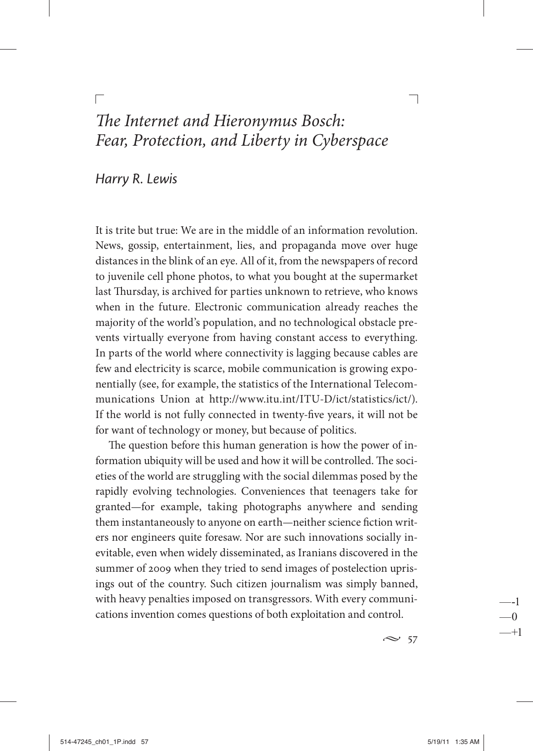# *The Internet and Hieronymus Bosch: Fear, Protection, and Liberty in Cyberspace*

*Harry R. Lewis*

It is trite but true: We are in the middle of an information revolution. News, gossip, entertainment, lies, and propaganda move over huge distances in the blink of an eye. All of it, from the newspapers of record to juvenile cell phone photos, to what you bought at the supermarket last Thursday, is archived for parties unknown to retrieve, who knows when in the future. Electronic communication already reaches the majority of the world's population, and no technological obstacle prevents virtually everyone from having constant access to everything. In parts of the world where connectivity is lagging because cables are few and electricity is scarce, mobile communication is growing exponentially (see, for example, the statistics of the International Telecommunications Union at http://www.itu.int/ITU-D/ict/statistics/ict/). If the world is not fully connected in twenty-five years, it will not be for want of technology or money, but because of politics.

The question before this human generation is how the power of information ubiquity will be used and how it will be controlled. The societies of the world are struggling with the social dilemmas posed by the rapidly evolving technologies. Conveniences that teenagers take for granted—for example, taking photographs anywhere and sending them instantaneously to anyone on earth—neither science fiction writers nor engineers quite foresaw. Nor are such innovations socially inevitable, even when widely disseminated, as Iranians discovered in the summer of 2009 when they tried to send images of postelection uprisings out of the country. Such citizen journalism was simply banned, with heavy penalties imposed on transgressors. With every communications invention comes questions of both exploitation and control.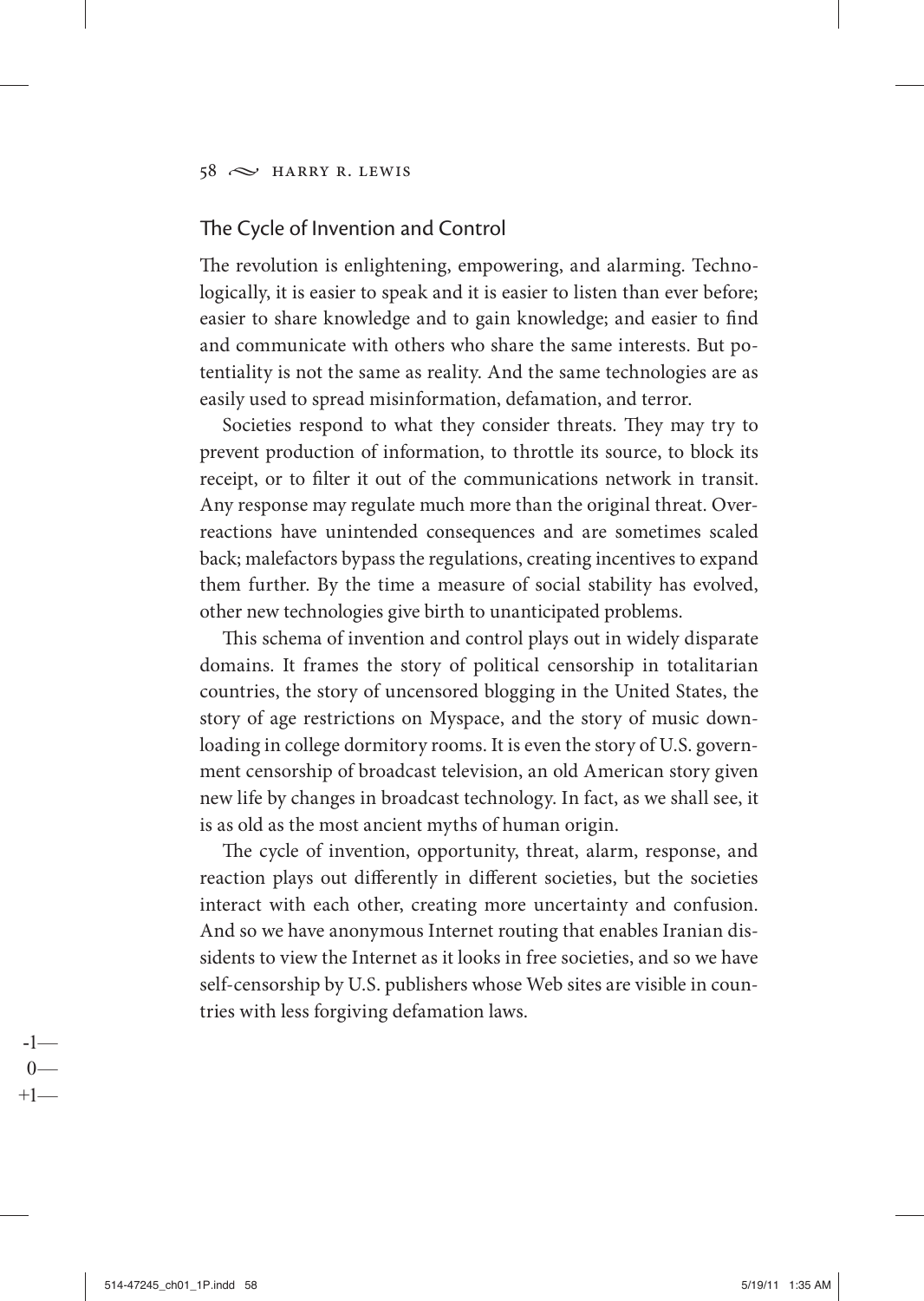## The Cycle of Invention and Control

The revolution is enlightening, empowering, and alarming. Technologically, it is easier to speak and it is easier to listen than ever before; easier to share knowledge and to gain knowledge; and easier to find and communicate with others who share the same interests. But potentiality is not the same as reality. And the same technologies are as easily used to spread misinformation, defamation, and terror.

Societies respond to what they consider threats. They may try to prevent production of information, to throttle its source, to block its receipt, or to filter it out of the communications network in transit. Any response may regulate much more than the original threat. Overreactions have unintended consequences and are sometimes scaled back; malefactors bypass the regulations, creating incentives to expand them further. By the time a measure of social stability has evolved, other new technologies give birth to unanticipated problems.

This schema of invention and control plays out in widely disparate domains. It frames the story of political censorship in totalitarian countries, the story of uncensored blogging in the United States, the story of age restrictions on Myspace, and the story of music downloading in college dormitory rooms. It is even the story of U.S. government censorship of broadcast television, an old American story given new life by changes in broadcast technology. In fact, as we shall see, it is as old as the most ancient myths of human origin.

The cycle of invention, opportunity, threat, alarm, response, and reaction plays out differently in different societies, but the societies interact with each other, creating more uncertainty and confusion. And so we have anonymous Internet routing that enables Iranian dissidents to view the Internet as it looks in free societies, and so we have self-censorship by U.S. publishers whose Web sites are visible in countries with less forgiving defamation laws.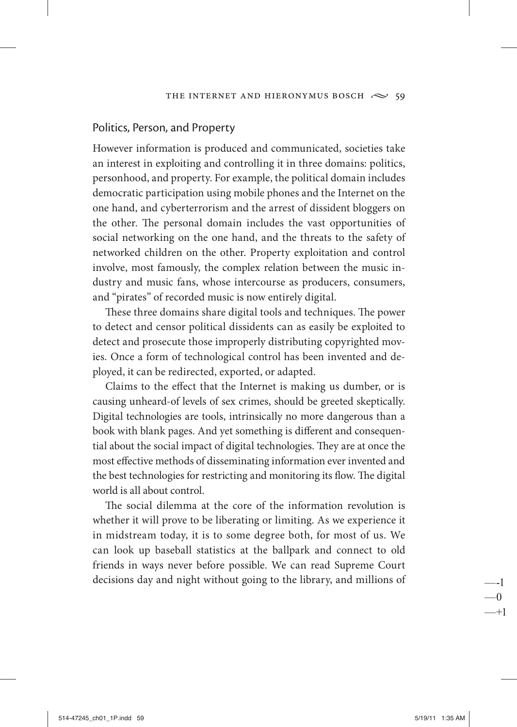## Politics, Person, and Property

However information is produced and communicated, societies take an interest in exploiting and controlling it in three domains: politics, personhood, and property. For example, the political domain includes democratic participation using mobile phones and the Internet on the one hand, and cyberterrorism and the arrest of dissident bloggers on the other. The personal domain includes the vast opportunities of social networking on the one hand, and the threats to the safety of networked children on the other. Property exploitation and control involve, most famously, the complex relation between the music industry and music fans, whose intercourse as producers, consumers, and "pirates" of recorded music is now entirely digital.

These three domains share digital tools and techniques. The power to detect and censor political dissidents can as easily be exploited to detect and prosecute those improperly distributing copyrighted movies. Once a form of technological control has been invented and deployed, it can be redirected, exported, or adapted.

Claims to the effect that the Internet is making us dumber, or is causing unheard-of levels of sex crimes, should be greeted skeptically. Digital technologies are tools, intrinsically no more dangerous than a book with blank pages. And yet something is different and consequential about the social impact of digital technologies. They are at once the most effective methods of disseminating information ever invented and the best technologies for restricting and monitoring its flow. The digital world is all about control.

The social dilemma at the core of the information revolution is whether it will prove to be liberating or limiting. As we experience it in midstream today, it is to some degree both, for most of us. We can look up baseball statistics at the ballpark and connect to old friends in ways never before possible. We can read Supreme Court decisions day and night without going to the library, and millions of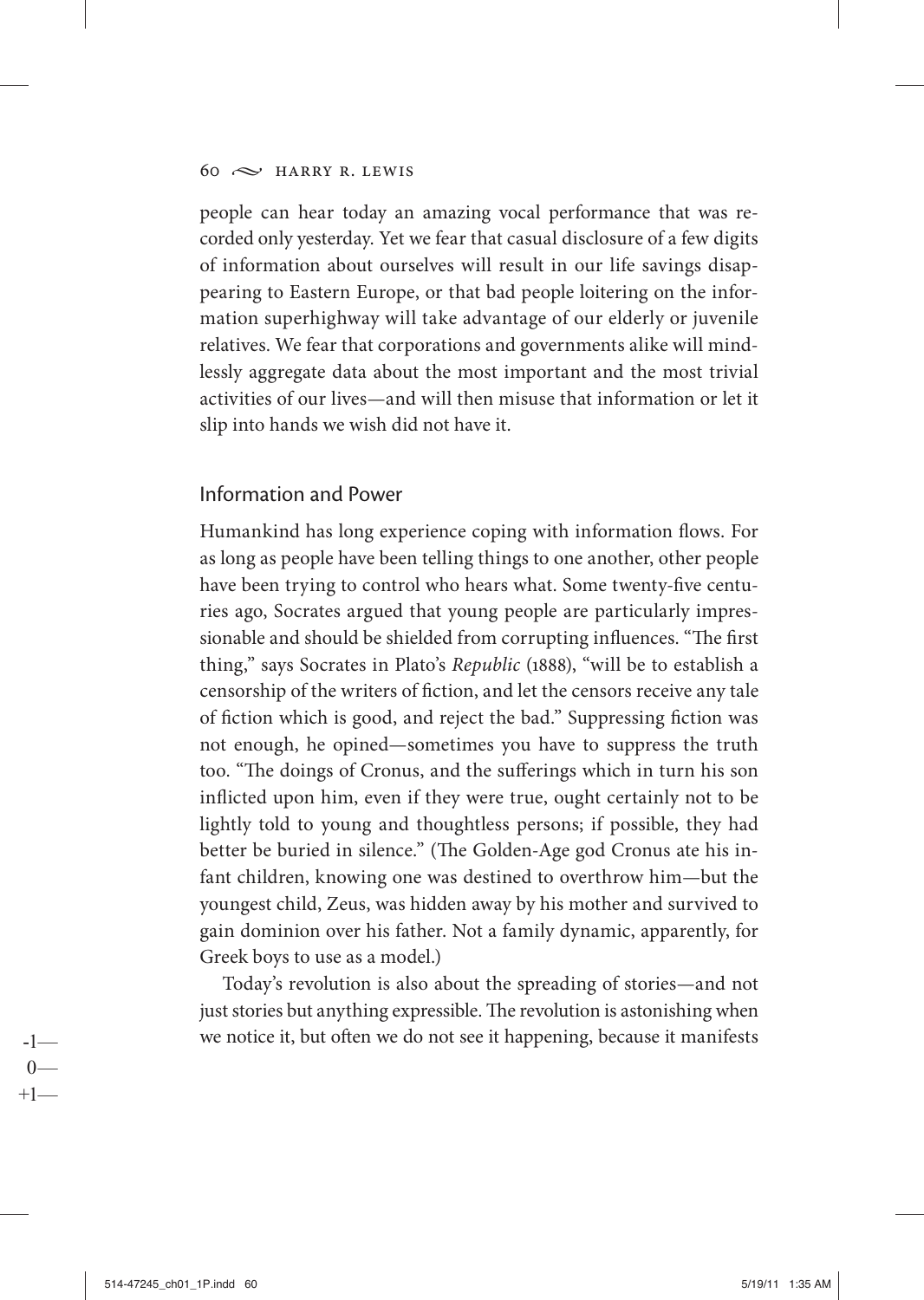people can hear today an amazing vocal performance that was recorded only yesterday. Yet we fear that casual disclosure of a few digits of information about ourselves will result in our life savings disappearing to Eastern Europe, or that bad people loitering on the information superhighway will take advantage of our elderly or juvenile relatives. We fear that corporations and governments alike will mindlessly aggregate data about the most important and the most trivial activities of our lives—and will then misuse that information or let it slip into hands we wish did not have it.

## Information and Power

Humankind has long experience coping with information flows. For as long as people have been telling things to one another, other people have been trying to control who hears what. Some twenty-five centuries ago, Socrates argued that young people are particularly impressionable and should be shielded from corrupting influences. "The first thing," says Socrates in Plato's *Republic* (1888), "will be to establish a censorship of the writers of fiction, and let the censors receive any tale of fiction which is good, and reject the bad." Suppressing fiction was not enough, he opined—sometimes you have to suppress the truth too. "The doings of Cronus, and the sufferings which in turn his son inflicted upon him, even if they were true, ought certainly not to be lightly told to young and thoughtless persons; if possible, they had better be buried in silence." (The Golden-Age god Cronus ate his infant children, knowing one was destined to overthrow him—but the youngest child, Zeus, was hidden away by his mother and survived to gain dominion over his father. Not a family dynamic, apparently, for Greek boys to use as a model.)

Today's revolution is also about the spreading of stories—and not just stories but anything expressible. The revolution is astonishing when we notice it, but often we do not see it happening, because it manifests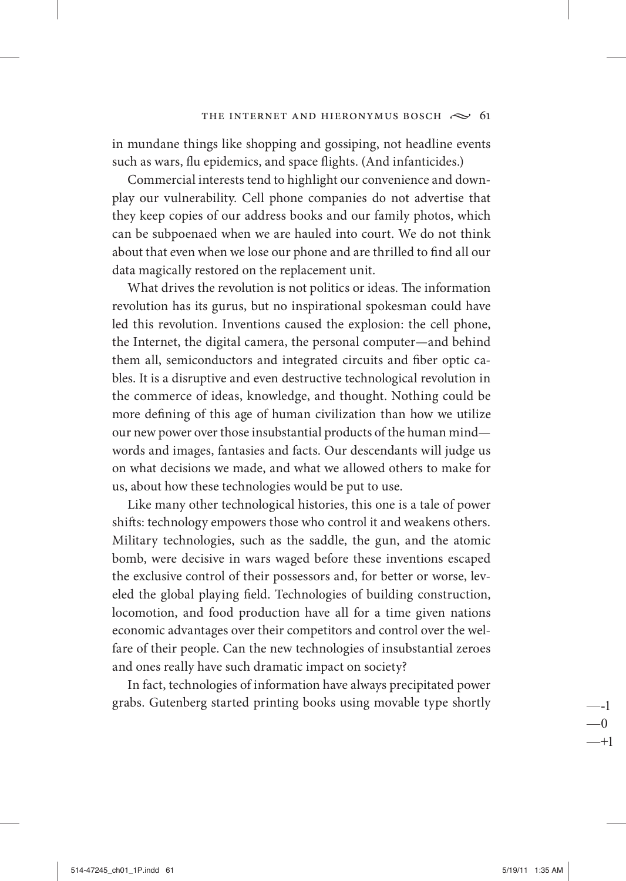in mundane things like shopping and gossiping, not headline events such as wars, flu epidemics, and space flights. (And infanticides.)

Commercial interests tend to highlight our convenience and downplay our vulnerability. Cell phone companies do not advertise that they keep copies of our address books and our family photos, which can be subpoenaed when we are hauled into court. We do not think about that even when we lose our phone and are thrilled to find all our data magically restored on the replacement unit.

What drives the revolution is not politics or ideas. The information revolution has its gurus, but no inspirational spokesman could have led this revolution. Inventions caused the explosion: the cell phone, the Internet, the digital camera, the personal computer—and behind them all, semiconductors and integrated circuits and fiber optic cables. It is a disruptive and even destructive technological revolution in the commerce of ideas, knowledge, and thought. Nothing could be more defining of this age of human civilization than how we utilize our new power over those insubstantial products of the human mind—words and images, fantasies and facts. Our descendants will judge us on what decisions we made, and what we allowed others to make for us, about how these technologies would be put to use.

Like many other technological histories, this one is a tale of power shifts: technology empowers those who control it and weakens others. Military technologies, such as the saddle, the gun, and the atomic bomb, were decisive in wars waged before these inventions escaped the exclusive control of their possessors and, for better or worse, leveled the global playing field. Technologies of building construction, locomotion, and food production have all for a time given nations economic advantages over their competitors and control over the welfare of their people. Can the new technologies of insubstantial zeroes and ones really have such dramatic impact on society?

In fact, technologies of information have always precipitated power grabs. Gutenberg started printing books using movable type shortly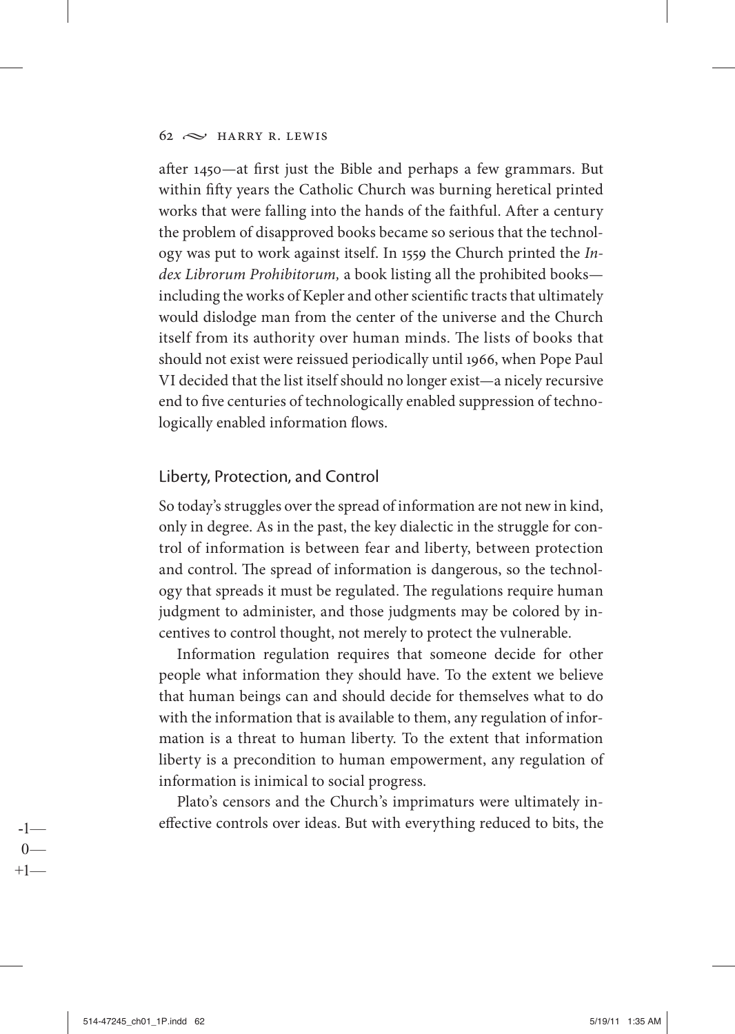after 1450—at first just the Bible and perhaps a few grammars. But within fifty years the Catholic Church was burning heretical printed works that were falling into the hands of the faithful. After a century the problem of disapproved books became so serious that the technology was put to work against itself. In 1559 the Church printed the *Index Librorum Prohibitorum,* a book listing all the prohibited books—including the works of Kepler and other scientific tracts that ultimately would dislodge man from the center of the universe and the Church itself from its authority over human minds. The lists of books that should not exist were reissued periodically until 1966, when Pope Paul VI decided that the list itself should no longer exist—a nicely recursive end to five centuries of technologically enabled suppression of technologically enabled information flows.

## Liberty, Protection, and Control

So today's struggles over the spread of information are not new in kind, only in degree. As in the past, the key dialectic in the struggle for control of information is between fear and liberty, between protection and control. The spread of information is dangerous, so the technology that spreads it must be regulated. The regulations require human judgment to administer, and those judgments may be colored by incentives to control thought, not merely to protect the vulnerable.

Information regulation requires that someone decide for other people what information they should have. To the extent we believe that human beings can and should decide for themselves what to do with the information that is available to them, any regulation of information is a threat to human liberty. To the extent that information liberty is a precondition to human empowerment, any regulation of information is inimical to social progress.

Plato's censors and the Church's imprimaturs were ultimately ineffective controls over ideas. But with everything reduced to bits, the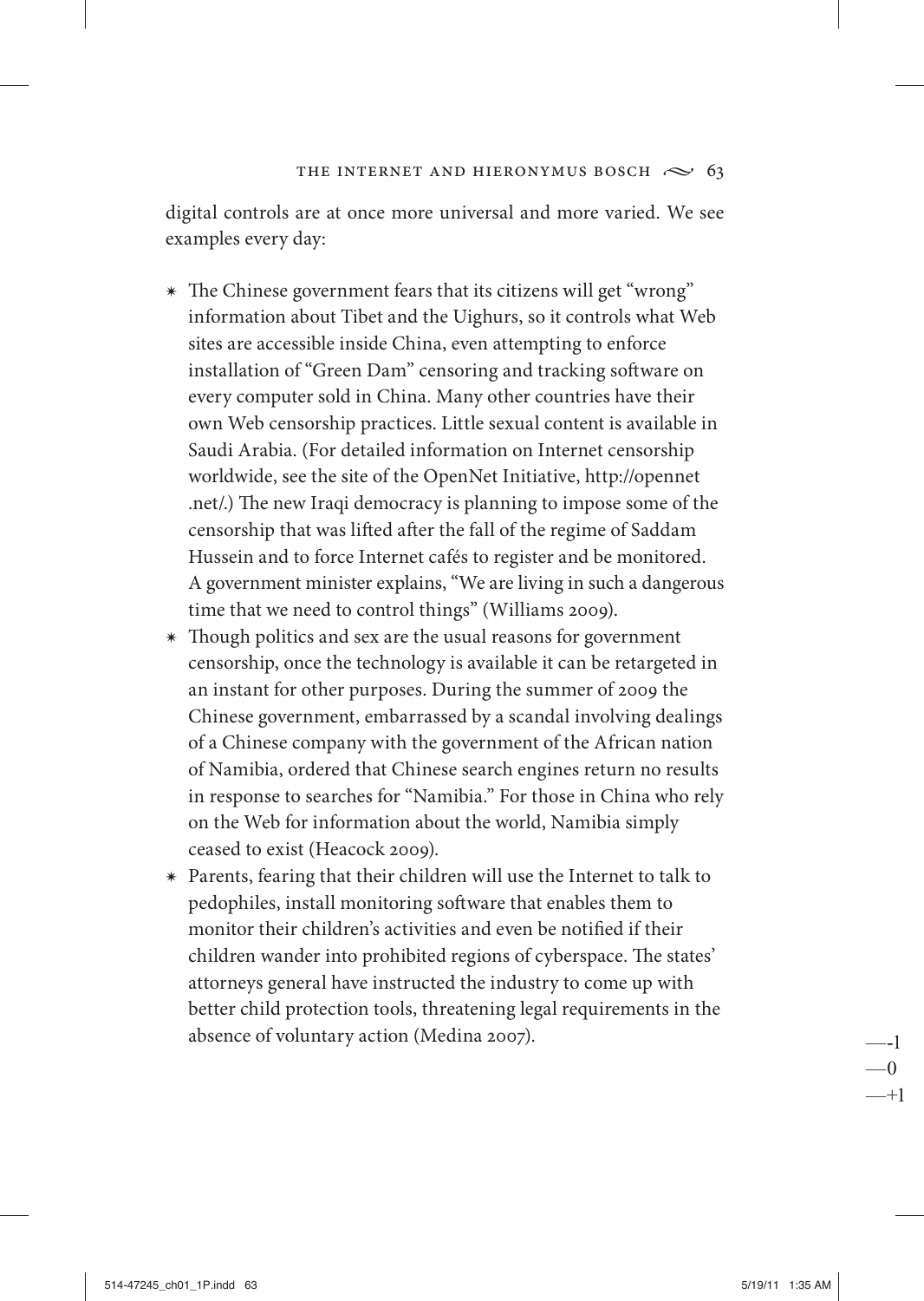digital controls are at once more universal and more varied. We see examples every day:

- The Chinese government fears that its citizens will get "wrong" information about Tibet and the Uighurs, so it controls what Web sites are accessible inside China, even attempting to enforce installation of "Green Dam" censoring and tracking software on every computer sold in China. Many other countries have their own Web censorship practices. Little sexual content is available in Saudi Arabia. (For detailed information on Internet censorship worldwide, see the site of the OpenNet Initiative, http://opennet.net/.) The new Iraqi democracy is planning to impose some of the censorship that was lifted after the fall of the regime of Saddam Hussein and to force Internet cafés to register and be monitored. A government minister explains, "We are living in such a dangerous time that we need to control things" (Williams 2009).
- Though politics and sex are the usual reasons for government censorship, once the technology is available it can be retargeted in an instant for other purposes. During the summer of 2009 the Chinese government, embarrassed by a scandal involving dealings of a Chinese company with the government of the African nation of Namibia, ordered that Chinese search engines return no results in response to searches for "Namibia." For those in China who rely on the Web for information about the world, Namibia simply ceased to exist (Heacock 2009).
- Parents, fearing that their children will use the Internet to talk to pedophiles, install monitoring software that enables them to monitor their children's activities and even be notified if their children wander into prohibited regions of cyberspace. The states' attorneys general have instructed the industry to come up with better child protection tools, threatening legal requirements in the absence of voluntary action (Medina 2007).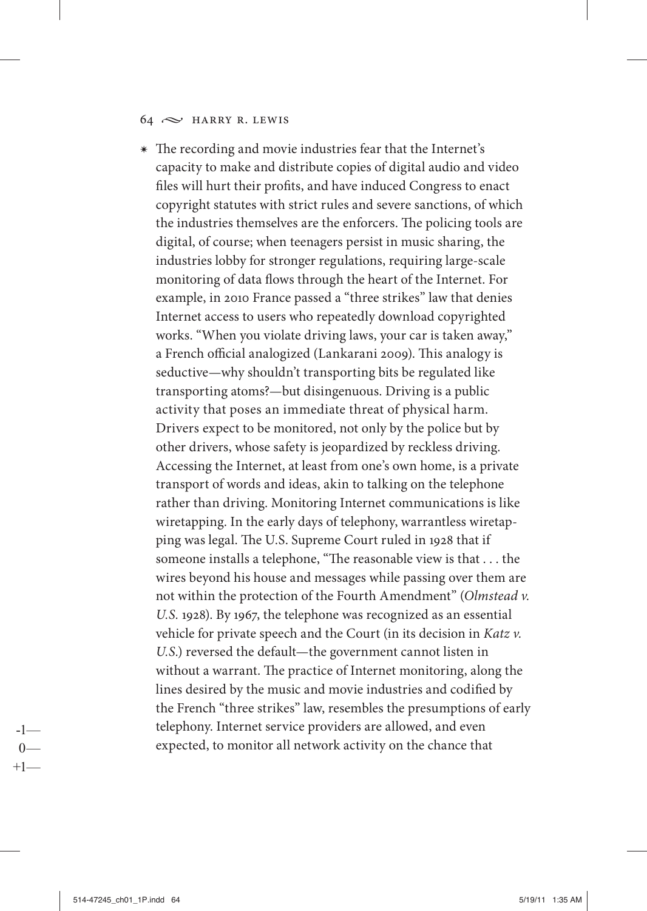- The recording and movie industries fear that the Internet's capacity to make and distribute copies of digital audio and video files will hurt their profits, and have induced Congress to enact copyright statutes with strict rules and severe sanctions, of which the industries themselves are the enforcers. The policing tools are digital, of course; when teenagers persist in music sharing, the industries lobby for stronger regulations, requiring large-scale monitoring of data flows through the heart of the Internet. For example, in 2010 France passed a "three strikes" law that denies Internet access to users who repeatedly download copyrighted works. "When you violate driving laws, your car is taken away," a French official analogized (Lankarani 2009). This analogy is seductive—why shouldn't transporting bits be regulated like transporting atoms?—but disingenuous. Driving is a public activity that poses an immediate threat of physical harm. Drivers expect to be monitored, not only by the police but by other drivers, whose safety is jeopardized by reckless driving. Accessing the Internet, at least from one's own home, is a private transport of words and ideas, akin to talking on the telephone rather than driving. Monitoring Internet communications is like wiretapping. In the early days of telephony, warrantless wiretapping was legal. The U.S. Supreme Court ruled in 1928 that if someone installs a telephone, "The reasonable view is that . . . the wires beyond his house and messages while passing over them are not within the protection of the Fourth Amendment" (*Olmstead v. U.S.* 1928). By 1967, the telephone was recognized as an essential vehicle for private speech and the Court (in its decision in *Katz v. U.S.*) reversed the default—the government cannot listen in without a warrant. The practice of Internet monitoring, along the lines desired by the music and movie industries and codified by the French "three strikes" law, resembles the presumptions of early telephony. Internet service providers are allowed, and even expected, to monitor all network activity on the chance that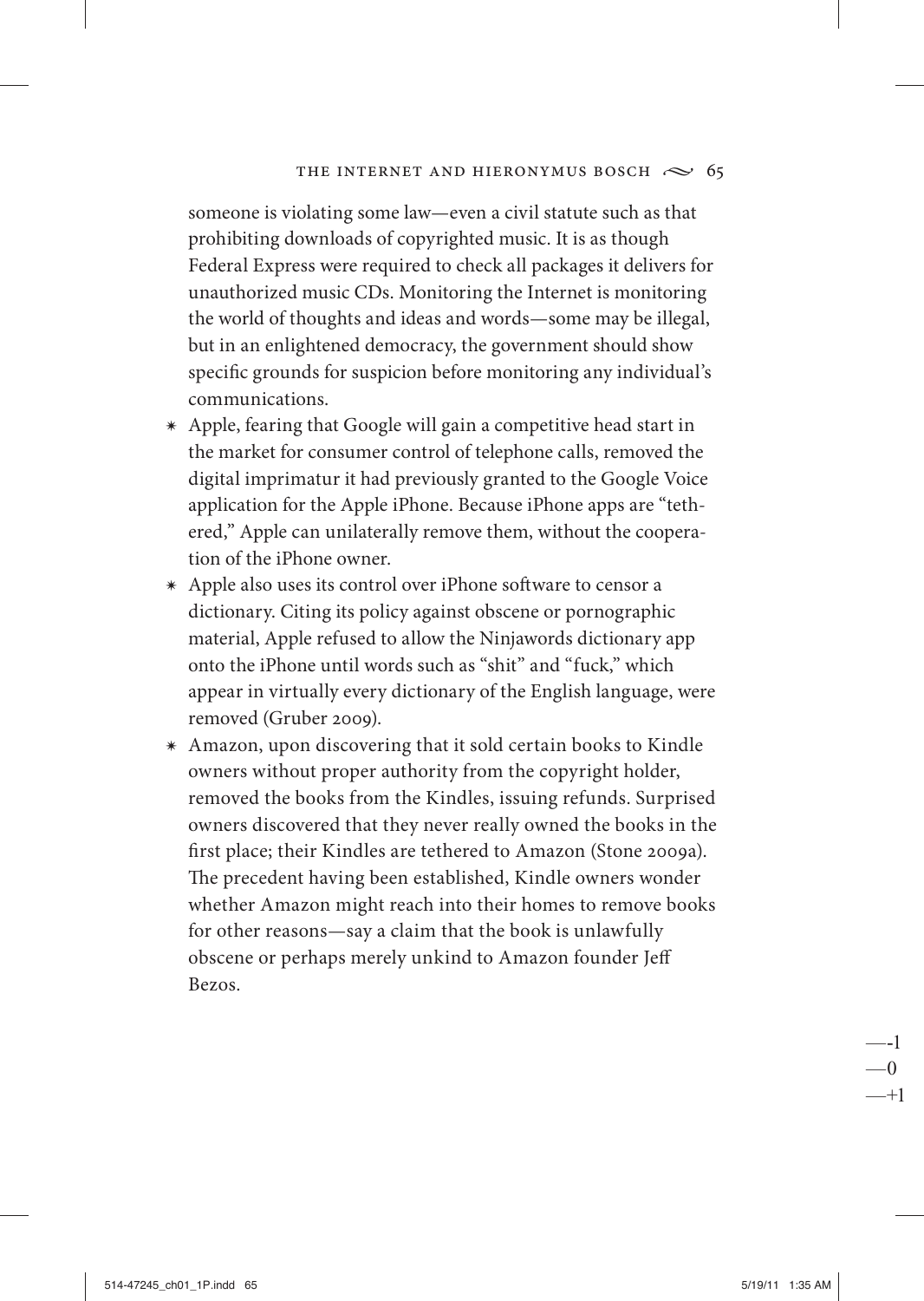someone is violating some law—even a civil statute such as that prohibiting downloads of copyrighted music. It is as though Federal Express were required to check all packages it delivers for unauthorized music CDs. Monitoring the Internet is monitoring the world of thoughts and ideas and words—some may be illegal, but in an enlightened democracy, the government should show specific grounds for suspicion before monitoring any individual's communications.

- Apple, fearing that Google will gain a competitive head start in the market for consumer control of telephone calls, removed the digital imprimatur it had previously granted to the Google Voice application for the Apple iPhone. Because iPhone apps are "tethered," Apple can unilaterally remove them, without the cooperation of the iPhone owner.
- Apple also uses its control over iPhone software to censor a dictionary. Citing its policy against obscene or pornographic material, Apple refused to allow the Ninjawords dictionary app onto the iPhone until words such as "shit" and "fuck," which appear in virtually every dictionary of the English language, were removed (Gruber 2009).
- Amazon, upon discovering that it sold certain books to Kindle owners without proper authority from the copyright holder, removed the books from the Kindles, issuing refunds. Surprised owners discovered that they never really owned the books in the first place; their Kindles are tethered to Amazon (Stone 2009a). The precedent having been established, Kindle owners wonder whether Amazon might reach into their homes to remove books for other reasons—say a claim that the book is unlawfully obscene or perhaps merely unkind to Amazon founder Jeff Bezos.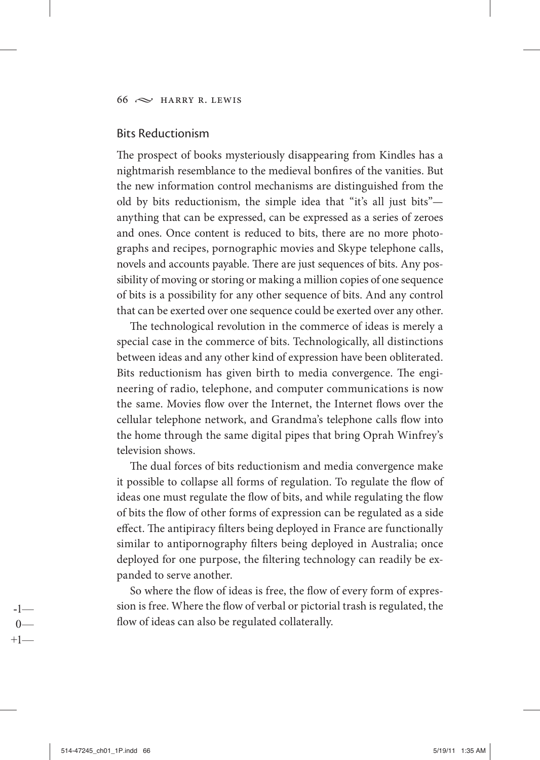## Bits Reductionism

The prospect of books mysteriously disappearing from Kindles has a nightmarish resemblance to the medieval bonfires of the vanities. But the new information control mechanisms are distinguished from the old by bits reductionism, the simple idea that "it's all just bits"—anything that can be expressed, can be expressed as a series of zeroes and ones. Once content is reduced to bits, there are no more photographs and recipes, pornographic movies and Skype telephone calls, novels and accounts payable. There are just sequences of bits. Any possibility of moving or storing or making a million copies of one sequence of bits is a possibility for any other sequence of bits. And any control that can be exerted over one sequence could be exerted over any other.

The technological revolution in the commerce of ideas is merely a special case in the commerce of bits. Technologically, all distinctions between ideas and any other kind of expression have been obliterated. Bits reductionism has given birth to media convergence. The engineering of radio, telephone, and computer communications is now the same. Movies flow over the Internet, the Internet flows over the cellular telephone network, and Grandma's telephone calls flow into the home through the same digital pipes that bring Oprah Winfrey's television shows.

The dual forces of bits reductionism and media convergence make it possible to collapse all forms of regulation. To regulate the flow of ideas one must regulate the flow of bits, and while regulating the flow of bits the flow of other forms of expression can be regulated as a side effect. The antipiracy filters being deployed in France are functionally similar to antipornography filters being deployed in Australia; once deployed for one purpose, the filtering technology can readily be expanded to serve another.

So where the flow of ideas is free, the flow of every form of expression is free. Where the flow of verbal or pictorial trash is regulated, the flow of ideas can also be regulated collaterally.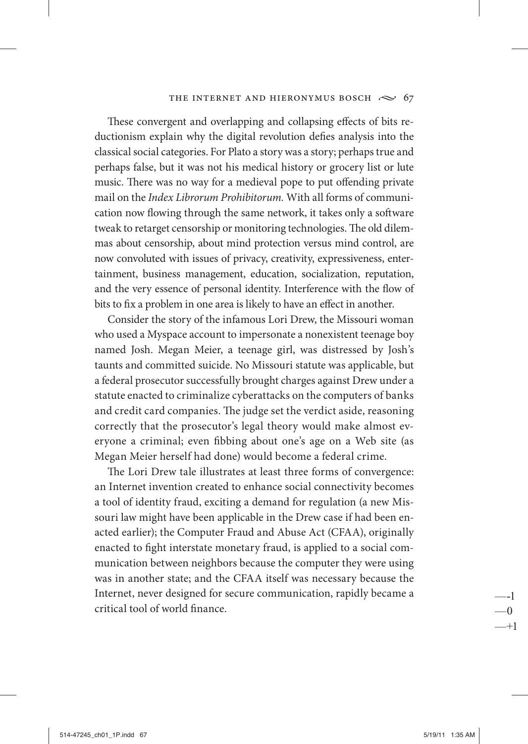These convergent and overlapping and collapsing effects of bits reductionism explain why the digital revolution defies analysis into the classical social categories. For Plato a story was a story; perhaps true and perhaps false, but it was not his medical history or grocery list or lute music. There was no way for a medieval pope to put offending private mail on the *Index Librorum Prohibitorum.* With all forms of communication now flowing through the same network, it takes only a software tweak to retarget censorship or monitoring technologies. The old dilemmas about censorship, about mind protection versus mind control, are now convoluted with issues of privacy, creativity, expressiveness, entertainment, business management, education, socialization, reputation, and the very essence of personal identity. Interference with the flow of bits to fix a problem in one area is likely to have an effect in another.

Consider the story of the infamous Lori Drew, the Missouri woman who used a Myspace account to impersonate a nonexistent teenage boy named Josh. Megan Meier, a teenage girl, was distressed by Josh's taunts and committed suicide. No Missouri statute was applicable, but a federal prosecutor successfully brought charges against Drew under a statute enacted to criminalize cyberattacks on the computers of banks and credit card companies. The judge set the verdict aside, reasoning correctly that the prosecutor's legal theory would make almost everyone a criminal; even fibbing about one's age on a Web site (as Megan Meier herself had done) would become a federal crime.

The Lori Drew tale illustrates at least three forms of convergence: an Internet invention created to enhance social connectivity becomes a tool of identity fraud, exciting a demand for regulation (a new Missouri law might have been applicable in the Drew case if had been enacted earlier); the Computer Fraud and Abuse Act (CFAA), originally enacted to fight interstate monetary fraud, is applied to a social communication between neighbors because the computer they were using was in another state; and the CFAA itself was necessary because the Internet, never designed for secure communication, rapidly became a critical tool of world finance.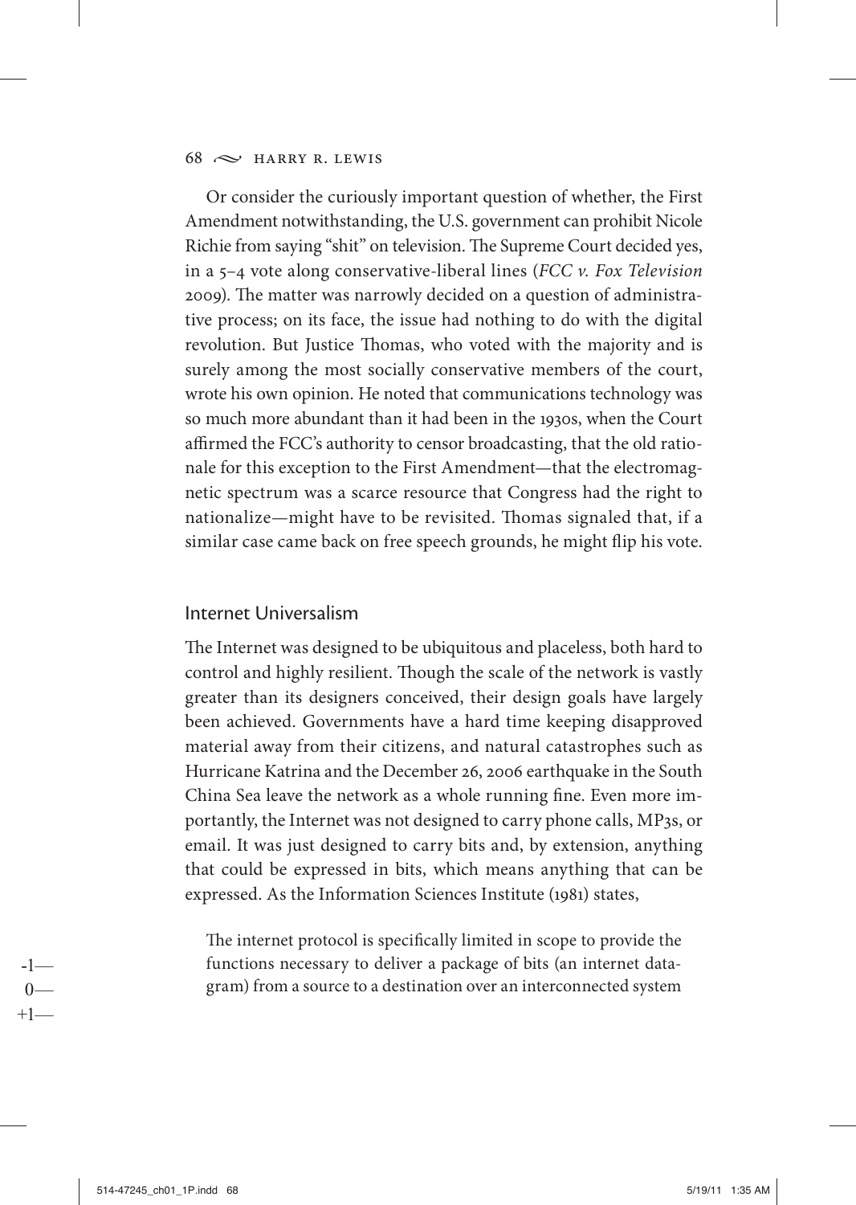Or consider the curiously important question of whether, the First Amendment notwithstanding, the U.S. government can prohibit Nicole Richie from saying "shit" on television. The Supreme Court decided yes, in a 5–4 vote along conservative-liberal lines (*FCC v. Fox Television* 2009). The matter was narrowly decided on a question of administrative process; on its face, the issue had nothing to do with the digital revolution. But Justice Thomas, who voted with the majority and is surely among the most socially conservative members of the court, wrote his own opinion. He noted that communications technology was so much more abundant than it had been in the 1930s, when the Court affirmed the FCC's authority to censor broadcasting, that the old rationale for this exception to the First Amendment—that the electromagnetic spectrum was a scarce resource that Congress had the right to nationalize—might have to be revisited. Thomas signaled that, if a similar case came back on free speech grounds, he might flip his vote.

## Internet Universalism

The Internet was designed to be ubiquitous and placeless, both hard to control and highly resilient. Though the scale of the network is vastly greater than its designers conceived, their design goals have largely been achieved. Governments have a hard time keeping disapproved material away from their citizens, and natural catastrophes such as Hurricane Katrina and the December 26, 2006 earthquake in the South China Sea leave the network as a whole running fine. Even more importantly, the Internet was not designed to carry phone calls, MP3s, or email. It was just designed to carry bits and, by extension, anything that could be expressed in bits, which means anything that can be expressed. As the Information Sciences Institute (1981) states,

> The internet protocol is specifically limited in scope to provide the functions necessary to deliver a package of bits (an internet datagram) from a source to a destination over an interconnected system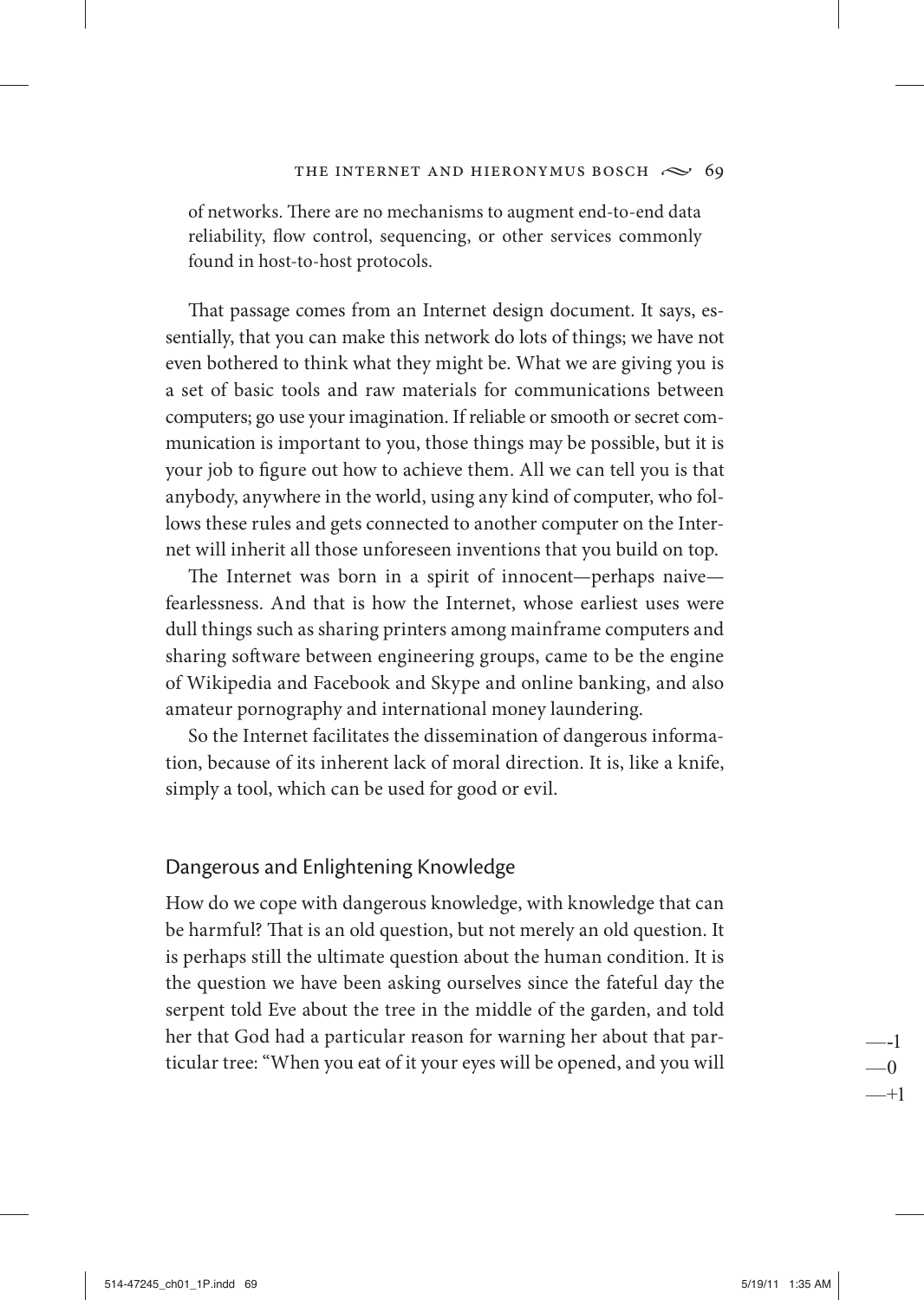of networks. There are no mechanisms to augment end-to-end data reliability, flow control, sequencing, or other services commonly found in host-to-host protocols.

That passage comes from an Internet design document. It says, essentially, that you can make this network do lots of things; we have not even bothered to think what they might be. What we are giving you is a set of basic tools and raw materials for communications between computers; go use your imagination. If reliable or smooth or secret communication is important to you, those things may be possible, but it is your job to figure out how to achieve them. All we can tell you is that anybody, anywhere in the world, using any kind of computer, who follows these rules and gets connected to another computer on the Internet will inherit all those unforeseen inventions that you build on top.

The Internet was born in a spirit of innocent—perhaps naive—fearlessness. And that is how the Internet, whose earliest uses were dull things such as sharing printers among mainframe computers and sharing software between engineering groups, came to be the engine of Wikipedia and Facebook and Skype and online banking, and also amateur pornography and international money laundering.

So the Internet facilitates the dissemination of dangerous information, because of its inherent lack of moral direction. It is, like a knife, simply a tool, which can be used for good or evil.

## Dangerous and Enlightening Knowledge

How do we cope with dangerous knowledge, with knowledge that can be harmful? That is an old question, but not merely an old question. It is perhaps still the ultimate question about the human condition. It is the question we have been asking ourselves since the fateful day the serpent told Eve about the tree in the middle of the garden, and told her that God had a particular reason for warning her about that particular tree: "When you eat of it your eyes will be opened, and you will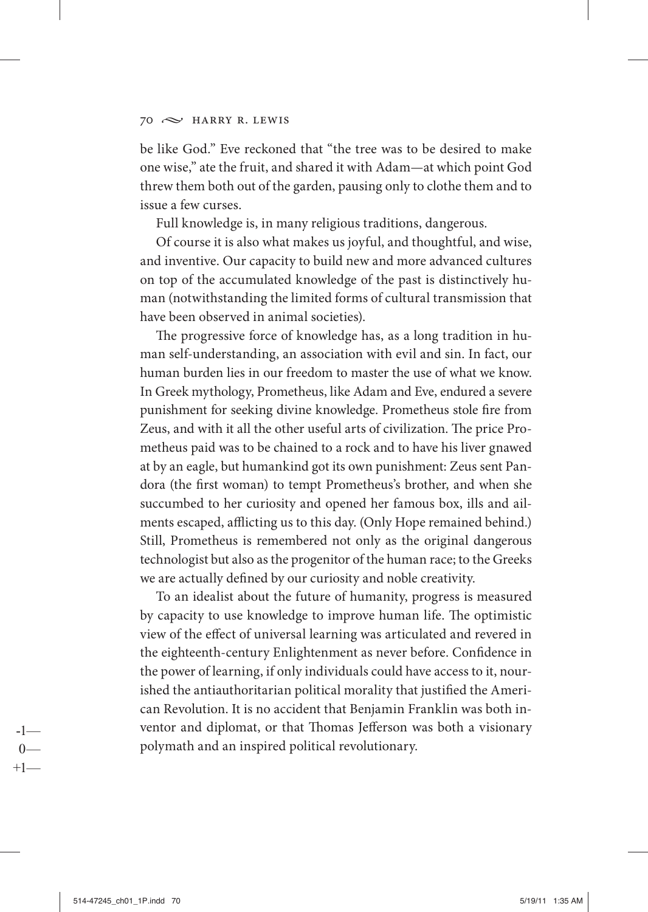be like God." Eve reckoned that "the tree was to be desired to make one wise," ate the fruit, and shared it with Adam—at which point God threw them both out of the garden, pausing only to clothe them and to issue a few curses.

Full knowledge is, in many religious traditions, dangerous.

Of course it is also what makes us joyful, and thoughtful, and wise, and inventive. Our capacity to build new and more advanced cultures on top of the accumulated knowledge of the past is distinctively human (notwithstanding the limited forms of cultural transmission that have been observed in animal societies).

The progressive force of knowledge has, as a long tradition in human self-understanding, an association with evil and sin. In fact, our human burden lies in our freedom to master the use of what we know. In Greek mythology, Prometheus, like Adam and Eve, endured a severe punishment for seeking divine knowledge. Prometheus stole fire from Zeus, and with it all the other useful arts of civilization. The price Prometheus paid was to be chained to a rock and to have his liver gnawed at by an eagle, but humankind got its own punishment: Zeus sent Pandora (the first woman) to tempt Prometheus's brother, and when she succumbed to her curiosity and opened her famous box, ills and ailments escaped, afflicting us to this day. (Only Hope remained behind.) Still, Prometheus is remembered not only as the original dangerous technologist but also as the progenitor of the human race; to the Greeks we are actually defined by our curiosity and noble creativity.

To an idealist about the future of humanity, progress is measured by capacity to use knowledge to improve human life. The optimistic view of the effect of universal learning was articulated and revered in the eighteenth-century Enlightenment as never before. Confidence in the power of learning, if only individuals could have access to it, nourished the antiauthoritarian political morality that justified the American Revolution. It is no accident that Benjamin Franklin was both inventor and diplomat, or that Thomas Jefferson was both a visionary polymath and an inspired political revolutionary.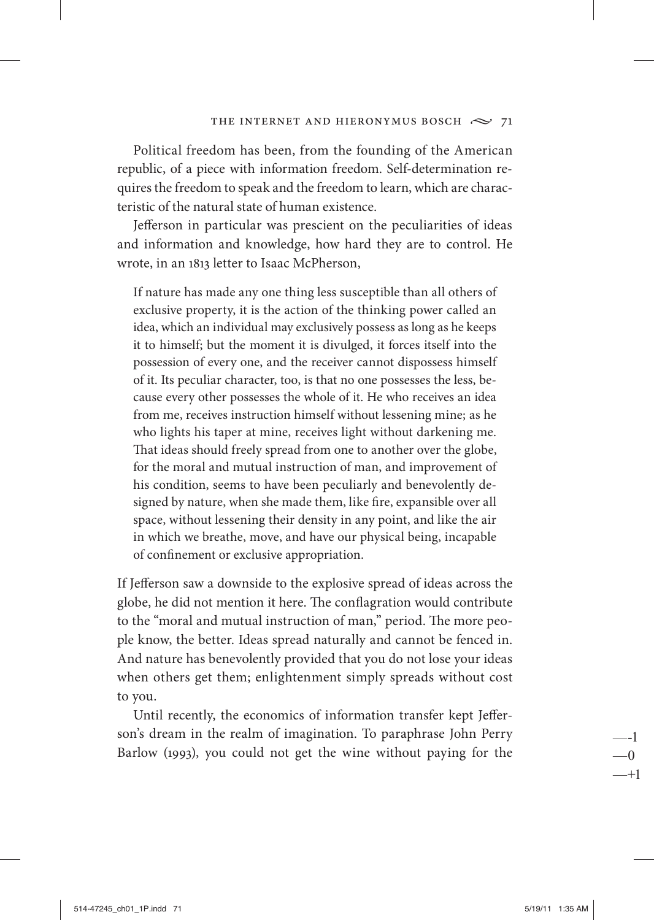Political freedom has been, from the founding of the American republic, of a piece with information freedom. Self-determination requires the freedom to speak and the freedom to learn, which are characteristic of the natural state of human existence.

Jefferson in particular was prescient on the peculiarities of ideas and information and knowledge, how hard they are to control. He wrote, in an 1813 letter to Isaac McPherson,

> If nature has made any one thing less susceptible than all others of exclusive property, it is the action of the thinking power called an idea, which an individual may exclusively possess as long as he keeps it to himself; but the moment it is divulged, it forces itself into the possession of every one, and the receiver cannot dispossess himself of it. Its peculiar character, too, is that no one possesses the less, because every other possesses the whole of it. He who receives an idea from me, receives instruction himself without lessening mine; as he who lights his taper at mine, receives light without darkening me. That ideas should freely spread from one to another over the globe, for the moral and mutual instruction of man, and improvement of his condition, seems to have been peculiarly and benevolently designed by nature, when she made them, like fire, expansible over all space, without lessening their density in any point, and like the air in which we breathe, move, and have our physical being, incapable of confinement or exclusive appropriation.

If Jefferson saw a downside to the explosive spread of ideas across the globe, he did not mention it here. The conflagration would contribute to the "moral and mutual instruction of man," period. The more people know, the better. Ideas spread naturally and cannot be fenced in. And nature has benevolently provided that you do not lose your ideas when others get them; enlightenment simply spreads without cost to you.

Until recently, the economics of information transfer kept Jefferson's dream in the realm of imagination. To paraphrase John Perry Barlow (1993), you could not get the wine without paying for the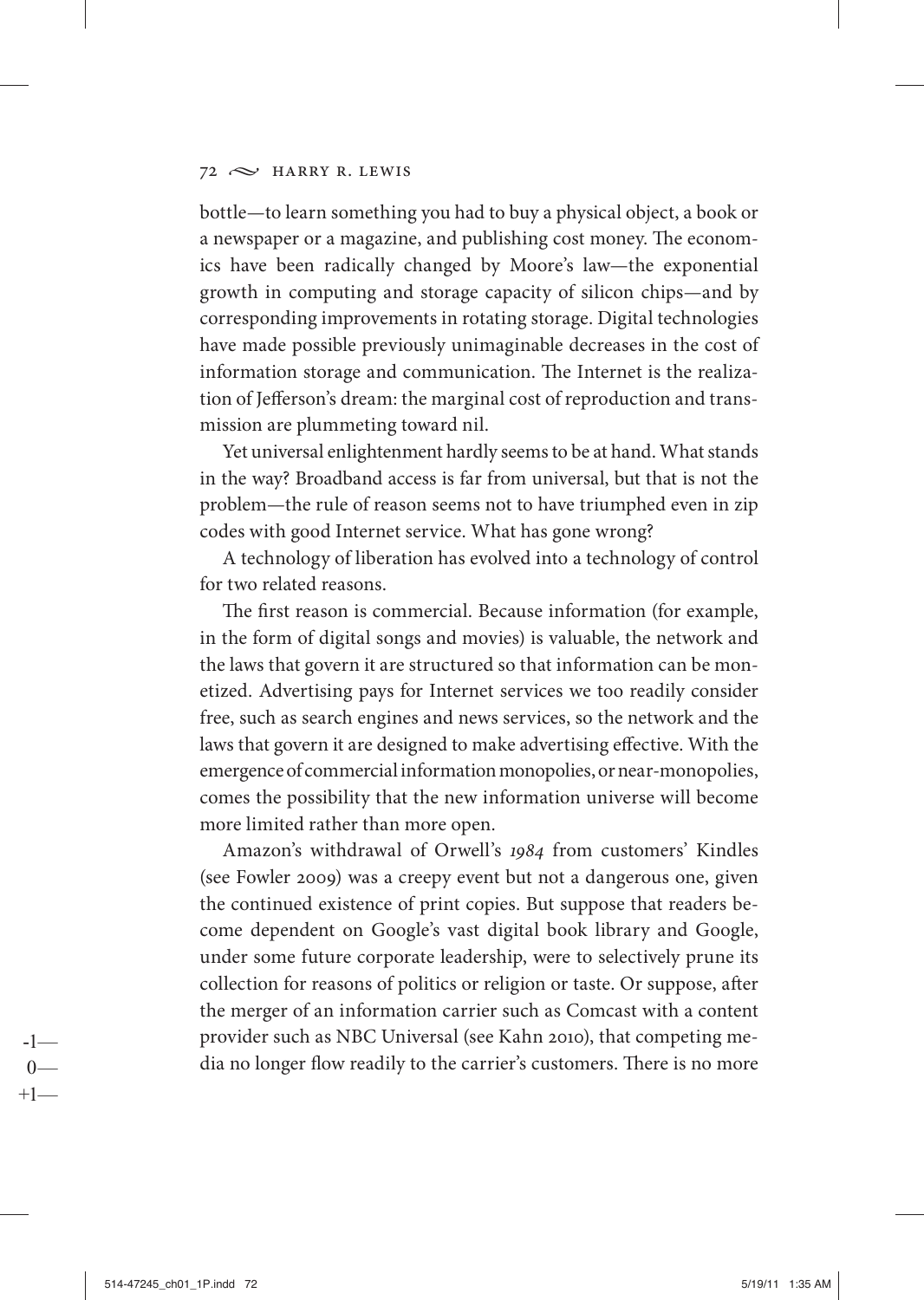bottle—to learn something you had to buy a physical object, a book or a newspaper or a magazine, and publishing cost money. The economics have been radically changed by Moore's law—the exponential growth in computing and storage capacity of silicon chips—and by corresponding improvements in rotating storage. Digital technologies have made possible previously unimaginable decreases in the cost of information storage and communication. The Internet is the realization of Jefferson's dream: the marginal cost of reproduction and transmission are plummeting toward nil.

Yet universal enlightenment hardly seems to be at hand. What stands in the way? Broadband access is far from universal, but that is not the problem—the rule of reason seems not to have triumphed even in zip codes with good Internet service. What has gone wrong?

A technology of liberation has evolved into a technology of control for two related reasons.

The first reason is commercial. Because information (for example, in the form of digital songs and movies) is valuable, the network and the laws that govern it are structured so that information can be monetized. Advertising pays for Internet services we too readily consider free, such as search engines and news services, so the network and the laws that govern it are designed to make advertising effective. With the emergence of commercial information monopolies, or near-monopolies, comes the possibility that the new information universe will become more limited rather than more open.

Amazon's withdrawal of Orwell's *1984* from customers' Kindles (see Fowler 2009) was a creepy event but not a dangerous one, given the continued existence of print copies. But suppose that readers become dependent on Google's vast digital book library and Google, under some future corporate leadership, were to selectively prune its collection for reasons of politics or religion or taste. Or suppose, after the merger of an information carrier such as Comcast with a content provider such as NBC Universal (see Kahn 2010), that competing media no longer flow readily to the carrier's customers. There is no more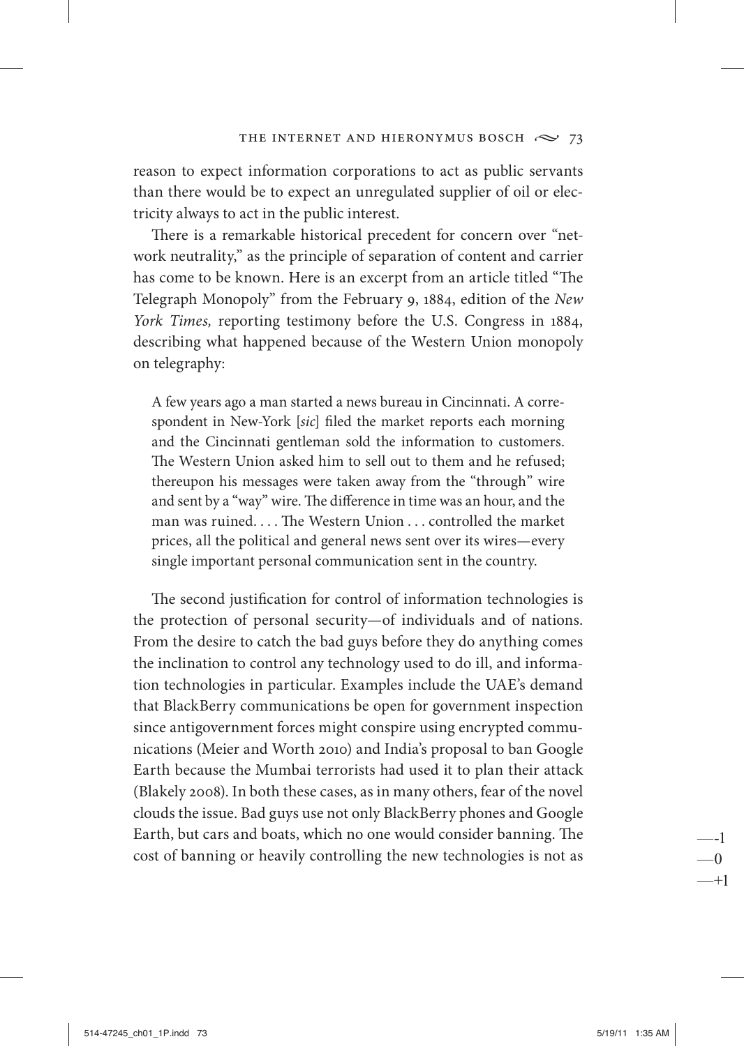reason to expect information corporations to act as public servants than there would be to expect an unregulated supplier of oil or electricity always to act in the public interest.

There is a remarkable historical precedent for concern over "network neutrality," as the principle of separation of content and carrier has come to be known. Here is an excerpt from an article titled "The Telegraph Monopoly" from the February 9, 1884, edition of the *New York Times,* reporting testimony before the U.S. Congress in 1884, describing what happened because of the Western Union monopoly on telegraphy:

> A few years ago a man started a news bureau in Cincinnati. A correspondent in New-York [*sic*] filed the market reports each morning and the Cincinnati gentleman sold the information to customers. The Western Union asked him to sell out to them and he refused; thereupon his messages were taken away from the "through" wire and sent by a "way" wire. The difference in time was an hour, and the man was ruined. . . . The Western Union . . . controlled the market prices, all the political and general news sent over its wires—every single important personal communication sent in the country.

The second justification for control of information technologies is the protection of personal security—of individuals and of nations. From the desire to catch the bad guys before they do anything comes the inclination to control any technology used to do ill, and information technologies in particular. Examples include the UAE's demand that BlackBerry communications be open for government inspection since antigovernment forces might conspire using encrypted communications (Meier and Worth 2010) and India's proposal to ban Google Earth because the Mumbai terrorists had used it to plan their attack (Blakely 2008). In both these cases, as in many others, fear of the novel clouds the issue. Bad guys use not only BlackBerry phones and Google Earth, but cars and boats, which no one would consider banning. The cost of banning or heavily controlling the new technologies is not as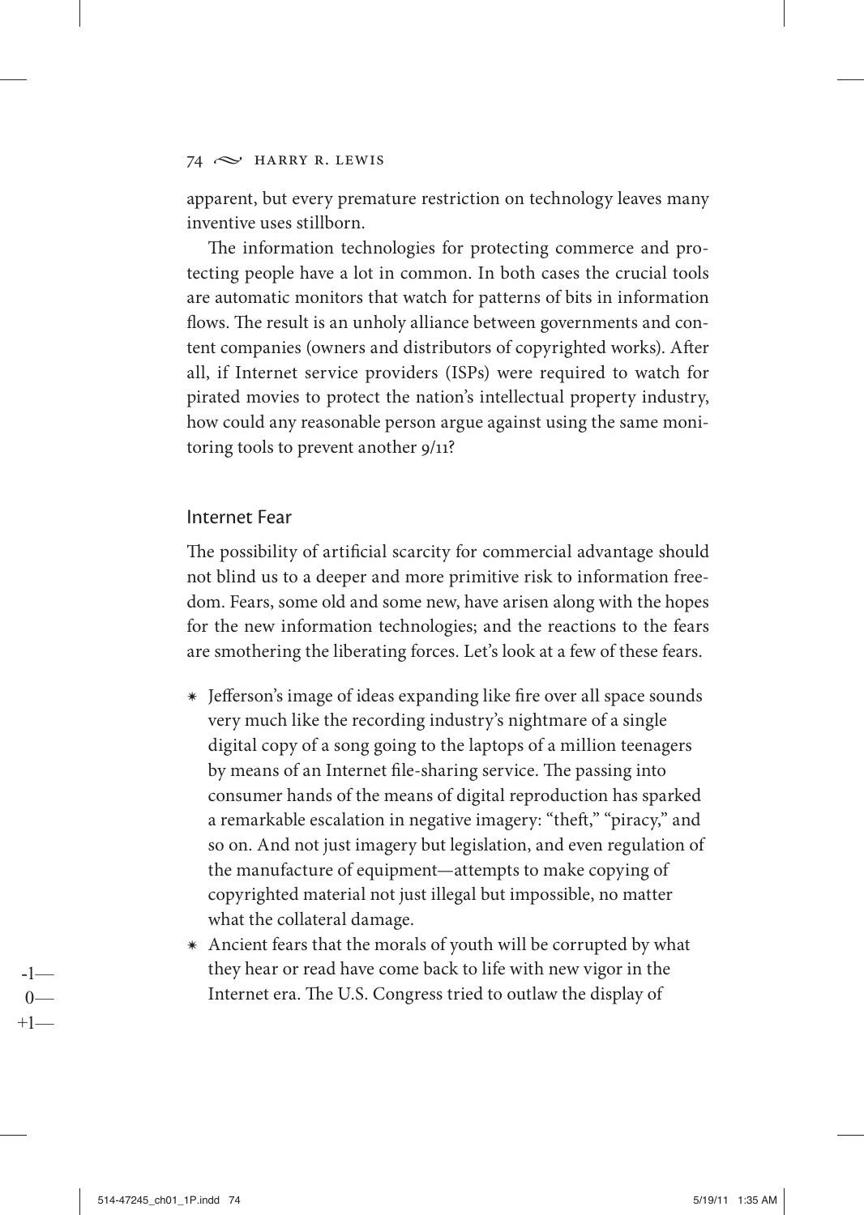apparent, but every premature restriction on technology leaves many inventive uses stillborn.

The information technologies for protecting commerce and protecting people have a lot in common. In both cases the crucial tools are automatic monitors that watch for patterns of bits in information flows. The result is an unholy alliance between governments and content companies (owners and distributors of copyrighted works). After all, if Internet service providers (ISPs) were required to watch for pirated movies to protect the nation's intellectual property industry, how could any reasonable person argue against using the same monitoring tools to prevent another 9/11?

## Internet Fear

The possibility of artificial scarcity for commercial advantage should not blind us to a deeper and more primitive risk to information freedom. Fears, some old and some new, have arisen along with the hopes for the new information technologies; and the reactions to the fears are smothering the liberating forces. Let's look at a few of these fears.

- Jefferson's image of ideas expanding like fire over all space sounds very much like the recording industry's nightmare of a single digital copy of a song going to the laptops of a million teenagers by means of an Internet file-sharing service. The passing into consumer hands of the means of digital reproduction has sparked a remarkable escalation in negative imagery: "theft," "piracy," and so on. And not just imagery but legislation, and even regulation of the manufacture of equipment—attempts to make copying of copyrighted material not just illegal but impossible, no matter what the collateral damage.
- Ancient fears that the morals of youth will be corrupted by what they hear or read have come back to life with new vigor in the Internet era. The U.S. Congress tried to outlaw the display of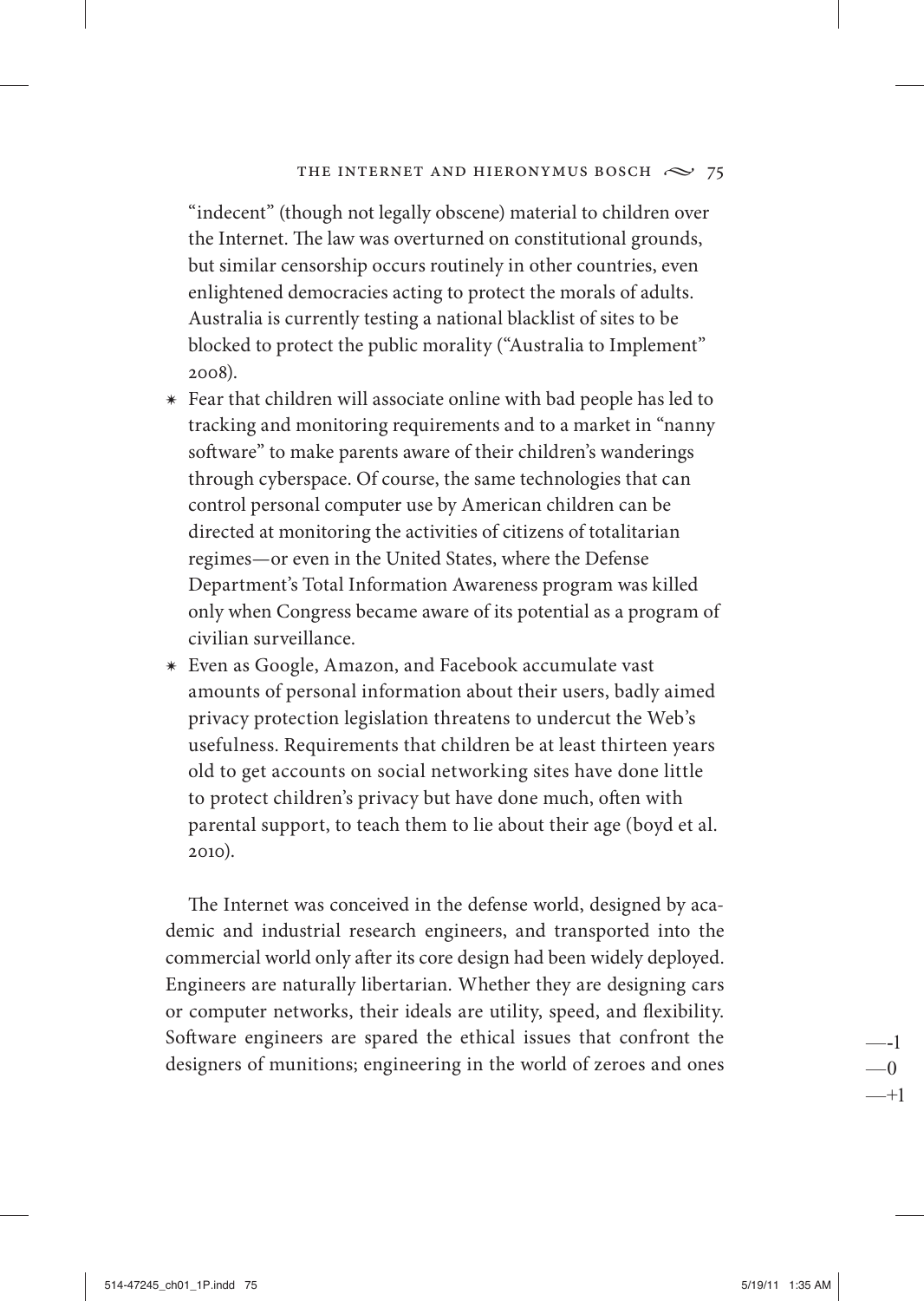"indecent" (though not legally obscene) material to children over the Internet. The law was overturned on constitutional grounds, but similar censorship occurs routinely in other countries, even enlightened democracies acting to protect the morals of adults. Australia is currently testing a national blacklist of sites to be blocked to protect the public morality ("Australia to Implement" 2008).

* Fear that children will associate online with bad people has led to tracking and monitoring requirements and to a market in "nanny software" to make parents aware of their children's wanderings through cyberspace. Of course, the same technologies that can control personal computer use by American children can be directed at monitoring the activities of citizens of totalitarian regimes—or even in the United States, where the Defense Department's Total Information Awareness program was killed only when Congress became aware of its potential as a program of civilian surveillance.
* Even as Google, Amazon, and Facebook accumulate vast amounts of personal information about their users, badly aimed privacy protection legislation threatens to undercut the Web's usefulness. Requirements that children be at least thirteen years old to get accounts on social networking sites have done little to protect children's privacy but have done much, often with parental support, to teach them to lie about their age (boyd et al. 2010).

The Internet was conceived in the defense world, designed by academic and industrial research engineers, and transported into the commercial world only after its core design had been widely deployed. Engineers are naturally libertarian. Whether they are designing cars or computer networks, their ideals are utility, speed, and flexibility. Software engineers are spared the ethical issues that confront the designers of munitions; engineering in the world of zeroes and ones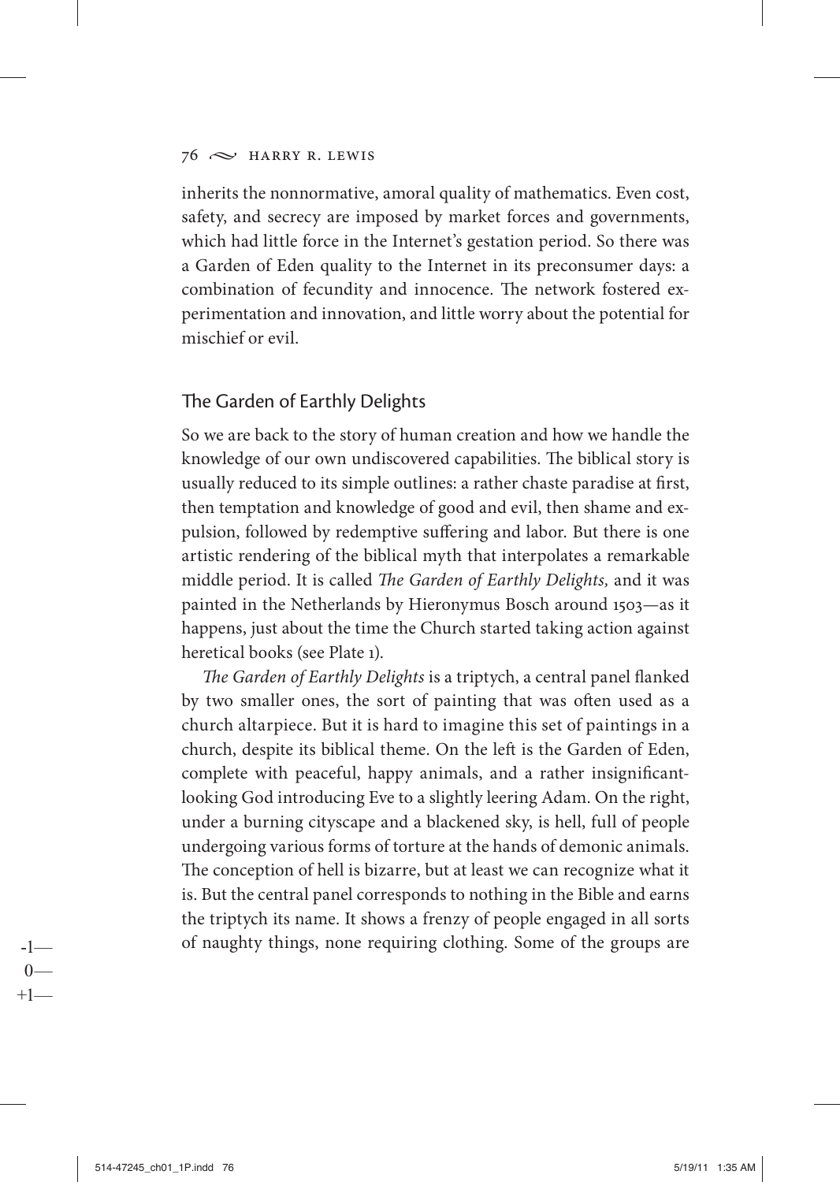inherits the nonnormative, amoral quality of mathematics. Even cost, safety, and secrecy are imposed by market forces and governments, which had little force in the Internet's gestation period. So there was a Garden of Eden quality to the Internet in its preconsumer days: a combination of fecundity and innocence. The network fostered experimentation and innovation, and little worry about the potential for mischief or evil.

## The Garden of Earthly Delights

So we are back to the story of human creation and how we handle the knowledge of our own undiscovered capabilities. The biblical story is usually reduced to its simple outlines: a rather chaste paradise at first, then temptation and knowledge of good and evil, then shame and expulsion, followed by redemptive suffering and labor. But there is one artistic rendering of the biblical myth that interpolates a remarkable middle period. It is called *The Garden of Earthly Delights,* and it was painted in the Netherlands by Hieronymus Bosch around 1503—as it happens, just about the time the Church started taking action against heretical books (see Plate 1).

*The Garden of Earthly Delights* is a triptych, a central panel flanked by two smaller ones, the sort of painting that was often used as a church altarpiece. But it is hard to imagine this set of paintings in a church, despite its biblical theme. On the left is the Garden of Eden, complete with peaceful, happy animals, and a rather insignificant-looking God introducing Eve to a slightly leering Adam. On the right, under a burning cityscape and a blackened sky, is hell, full of people undergoing various forms of torture at the hands of demonic animals. The conception of hell is bizarre, but at least we can recognize what it is. But the central panel corresponds to nothing in the Bible and earns the triptych its name. It shows a frenzy of people engaged in all sorts of naughty things, none requiring clothing. Some of the groups are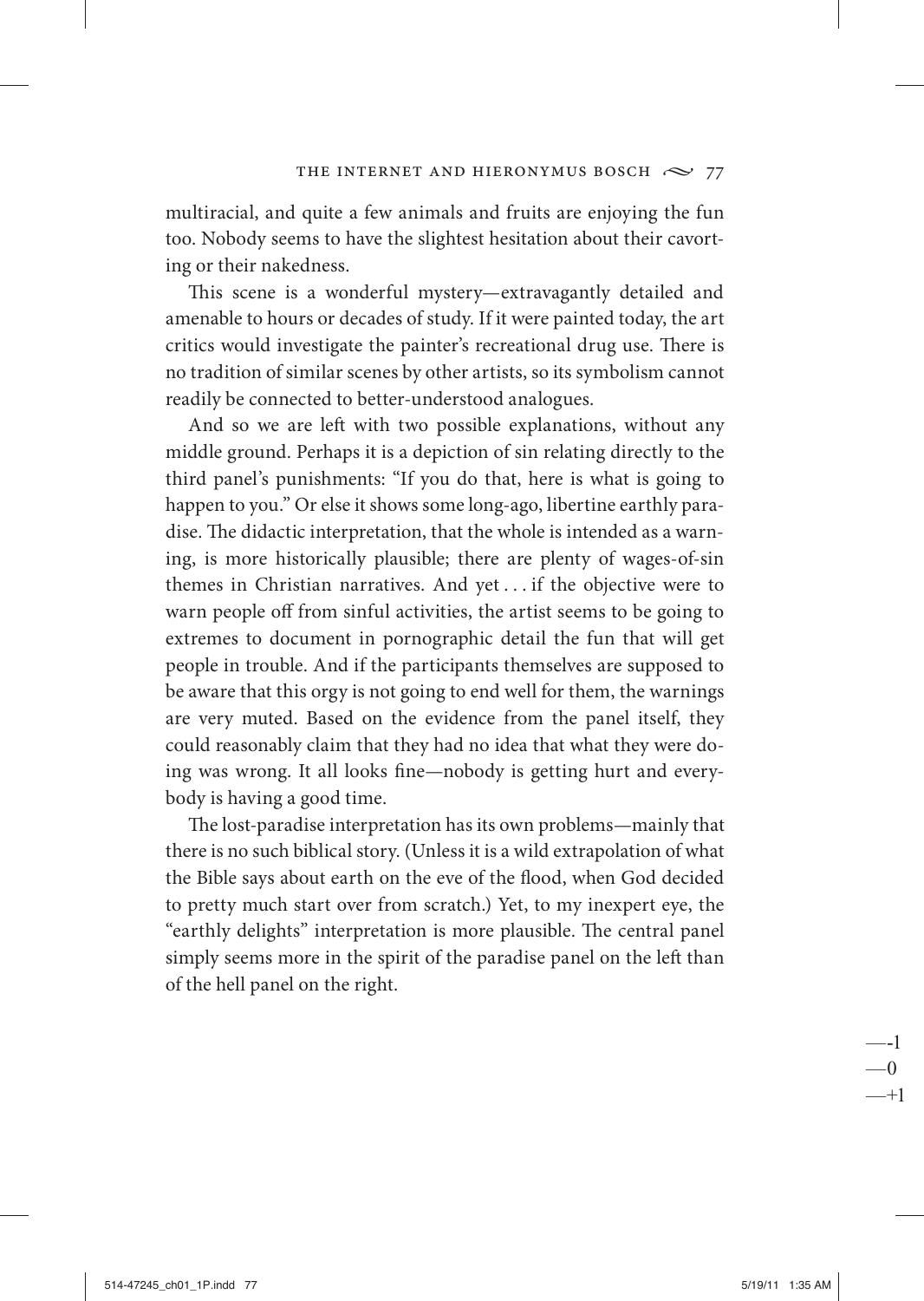multiracial, and quite a few animals and fruits are enjoying the fun too. Nobody seems to have the slightest hesitation about their cavorting or their nakedness.

This scene is a wonderful mystery—extravagantly detailed and amenable to hours or decades of study. If it were painted today, the art critics would investigate the painter's recreational drug use. There is no tradition of similar scenes by other artists, so its symbolism cannot readily be connected to better-understood analogues.

And so we are left with two possible explanations, without any middle ground. Perhaps it is a depiction of sin relating directly to the third panel's punishments: "If you do that, here is what is going to happen to you." Or else it shows some long-ago, libertine earthly paradise. The didactic interpretation, that the whole is intended as a warning, is more historically plausible; there are plenty of wages-of-sin themes in Christian narratives. And yet . . . if the objective were to warn people off from sinful activities, the artist seems to be going to extremes to document in pornographic detail the fun that will get people in trouble. And if the participants themselves are supposed to be aware that this orgy is not going to end well for them, the warnings are very muted. Based on the evidence from the panel itself, they could reasonably claim that they had no idea that what they were doing was wrong. It all looks fine—nobody is getting hurt and everybody is having a good time.

The lost-paradise interpretation has its own problems—mainly that there is no such biblical story. (Unless it is a wild extrapolation of what the Bible says about earth on the eve of the flood, when God decided to pretty much start over from scratch.) Yet, to my inexpert eye, the "earthly delights" interpretation is more plausible. The central panel simply seems more in the spirit of the paradise panel on the left than of the hell panel on the right.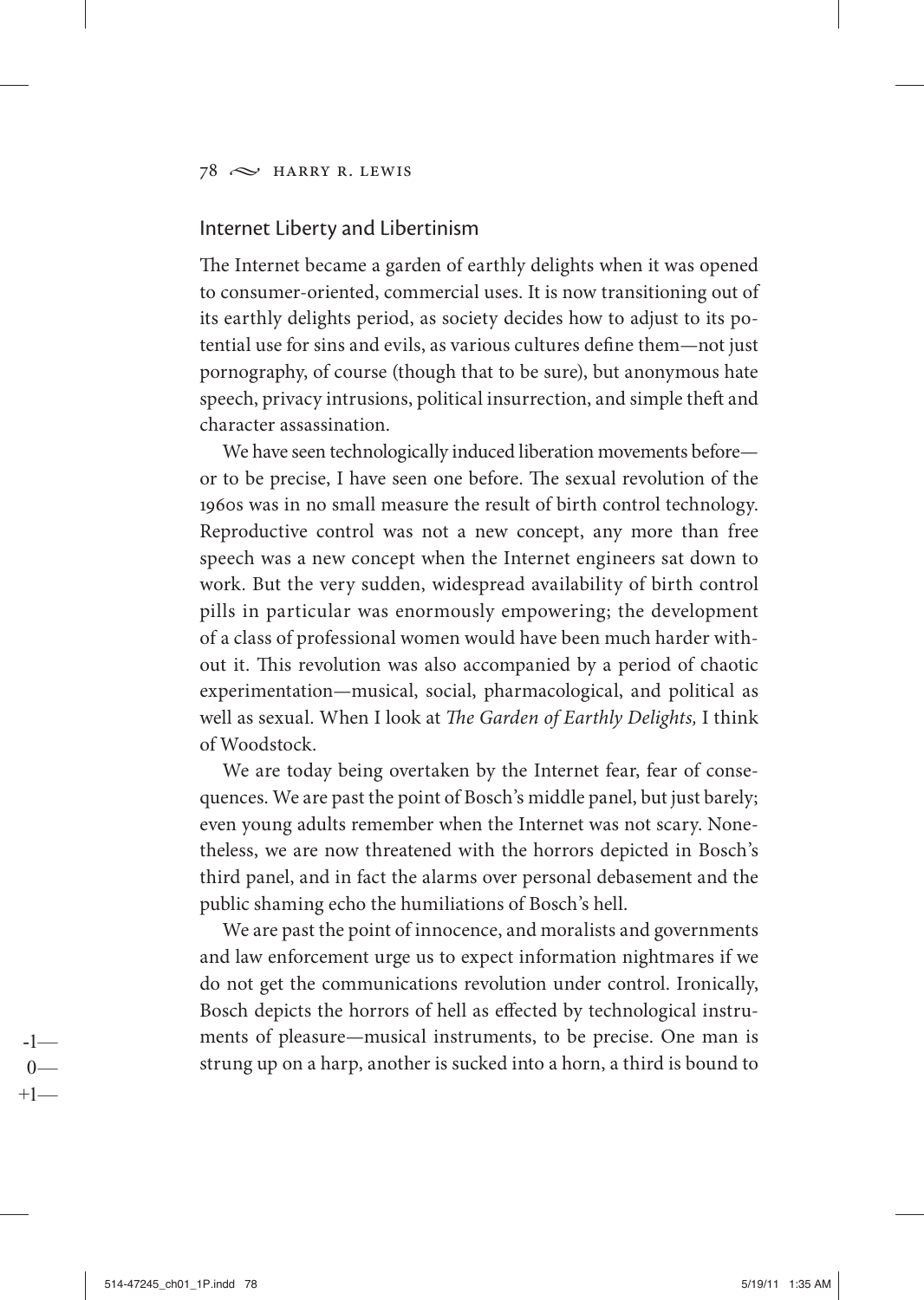## Internet Liberty and Libertinism

The Internet became a garden of earthly delights when it was opened to consumer-oriented, commercial uses. It is now transitioning out of its earthly delights period, as society decides how to adjust to its potential use for sins and evils, as various cultures define them—not just pornography, of course (though that to be sure), but anonymous hate speech, privacy intrusions, political insurrection, and simple theft and character assassination.

We have seen technologically induced liberation movements before—or to be precise, I have seen one before. The sexual revolution of the 1960s was in no small measure the result of birth control technology. Reproductive control was not a new concept, any more than free speech was a new concept when the Internet engineers sat down to work. But the very sudden, widespread availability of birth control pills in particular was enormously empowering; the development of a class of professional women would have been much harder without it. This revolution was also accompanied by a period of chaotic experimentation—musical, social, pharmacological, and political as well as sexual. When I look at *The Garden of Earthly Delights,* I think of Woodstock.

We are today being overtaken by the Internet fear, fear of consequences. We are past the point of Bosch's middle panel, but just barely; even young adults remember when the Internet was not scary. Nonetheless, we are now threatened with the horrors depicted in Bosch's third panel, and in fact the alarms over personal debasement and the public shaming echo the humiliations of Bosch's hell.

We are past the point of innocence, and moralists and governments and law enforcement urge us to expect information nightmares if we do not get the communications revolution under control. Ironically, Bosch depicts the horrors of hell as effected by technological instruments of pleasure—musical instruments, to be precise. One man is strung up on a harp, another is sucked into a horn, a third is bound to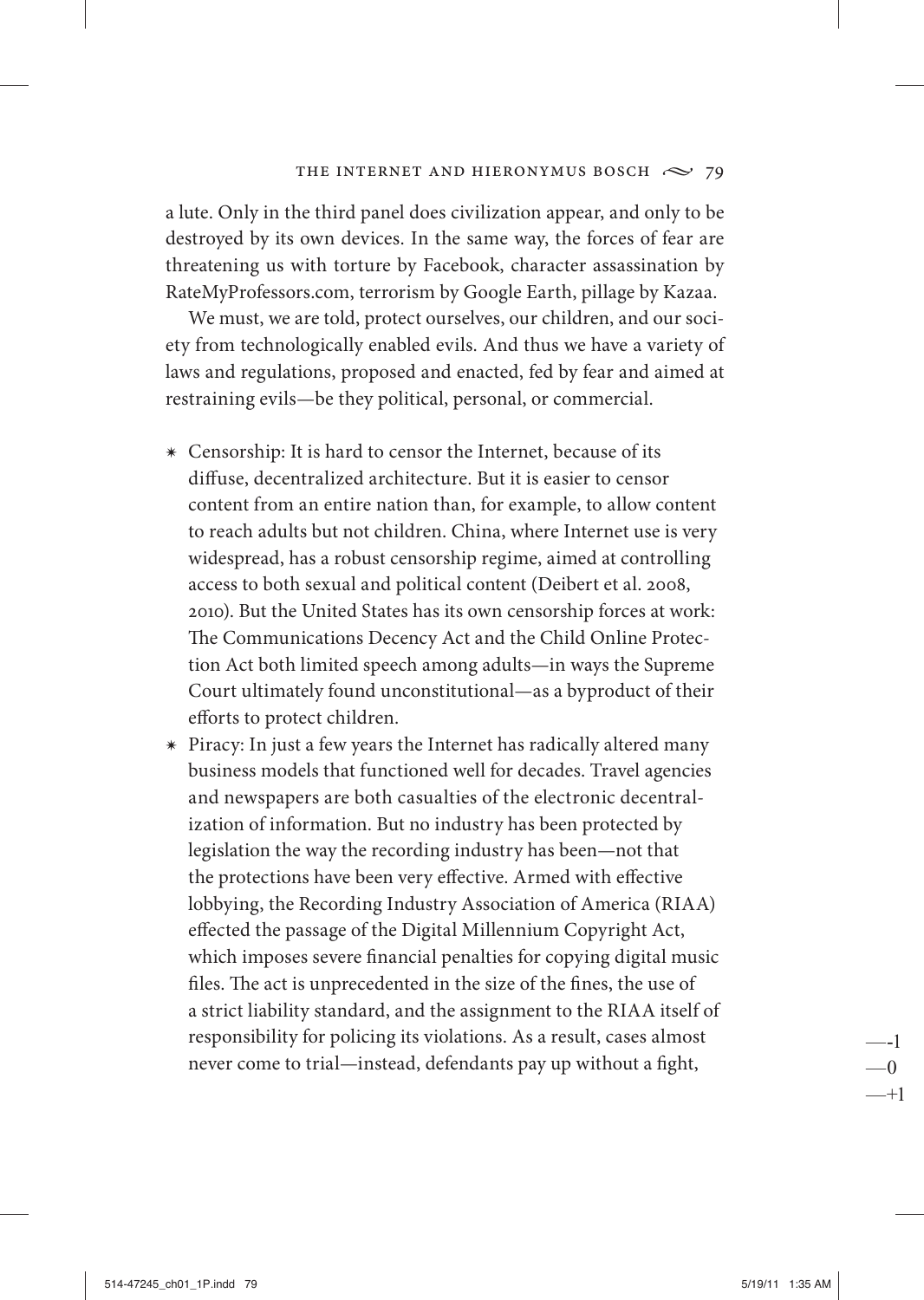a lute. Only in the third panel does civilization appear, and only to be destroyed by its own devices. In the same way, the forces of fear are threatening us with torture by Facebook, character assassination by RateMyProfessors.com, terrorism by Google Earth, pillage by Kazaa.

We must, we are told, protect ourselves, our children, and our society from technologically enabled evils. And thus we have a variety of laws and regulations, proposed and enacted, fed by fear and aimed at restraining evils—be they political, personal, or commercial.

- Censorship: It is hard to censor the Internet, because of its diffuse, decentralized architecture. But it is easier to censor content from an entire nation than, for example, to allow content to reach adults but not children. China, where Internet use is very widespread, has a robust censorship regime, aimed at controlling access to both sexual and political content (Deibert et al. 2008, 2010). But the United States has its own censorship forces at work: The Communications Decency Act and the Child Online Protection Act both limited speech among adults—in ways the Supreme Court ultimately found unconstitutional—as a byproduct of their efforts to protect children.
- Piracy: In just a few years the Internet has radically altered many business models that functioned well for decades. Travel agencies and newspapers are both casualties of the electronic decentralization of information. But no industry has been protected by legislation the way the recording industry has been—not that the protections have been very effective. Armed with effective lobbying, the Recording Industry Association of America (RIAA) effected the passage of the Digital Millennium Copyright Act, which imposes severe financial penalties for copying digital music files. The act is unprecedented in the size of the fines, the use of a strict liability standard, and the assignment to the RIAA itself of responsibility for policing its violations. As a result, cases almost never come to trial—instead, defendants pay up without a fight,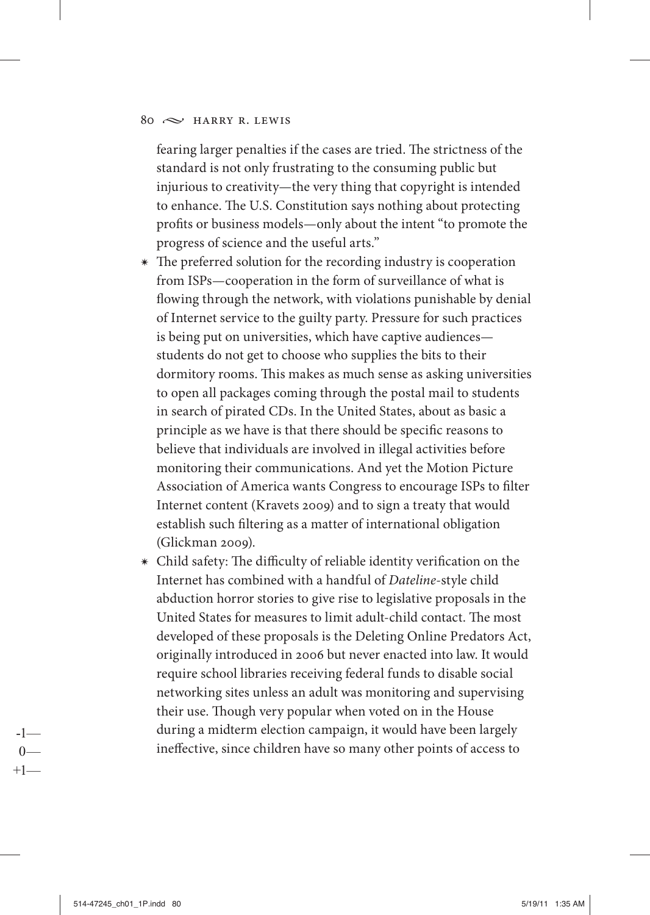fearing larger penalties if the cases are tried. The strictness of the standard is not only frustrating to the consuming public but injurious to creativity—the very thing that copyright is intended to enhance. The U.S. Constitution says nothing about protecting profits or business models—only about the intent "to promote the progress of science and the useful arts."

- The preferred solution for the recording industry is cooperation from ISPs—cooperation in the form of surveillance of what is flowing through the network, with violations punishable by denial of Internet service to the guilty party. Pressure for such practices is being put on universities, which have captive audiences—students do not get to choose who supplies the bits to their dormitory rooms. This makes as much sense as asking universities to open all packages coming through the postal mail to students in search of pirated CDs. In the United States, about as basic a principle as we have is that there should be specific reasons to believe that individuals are involved in illegal activities before monitoring their communications. And yet the Motion Picture Association of America wants Congress to encourage ISPs to filter Internet content (Kravets 2009) and to sign a treaty that would establish such filtering as a matter of international obligation (Glickman 2009).
- Child safety: The difficulty of reliable identity verification on the Internet has combined with a handful of *Dateline*-style child abduction horror stories to give rise to legislative proposals in the United States for measures to limit adult-child contact. The most developed of these proposals is the Deleting Online Predators Act, originally introduced in 2006 but never enacted into law. It would require school libraries receiving federal funds to disable social networking sites unless an adult was monitoring and supervising their use. Though very popular when voted on in the House during a midterm election campaign, it would have been largely ineffective, since children have so many other points of access to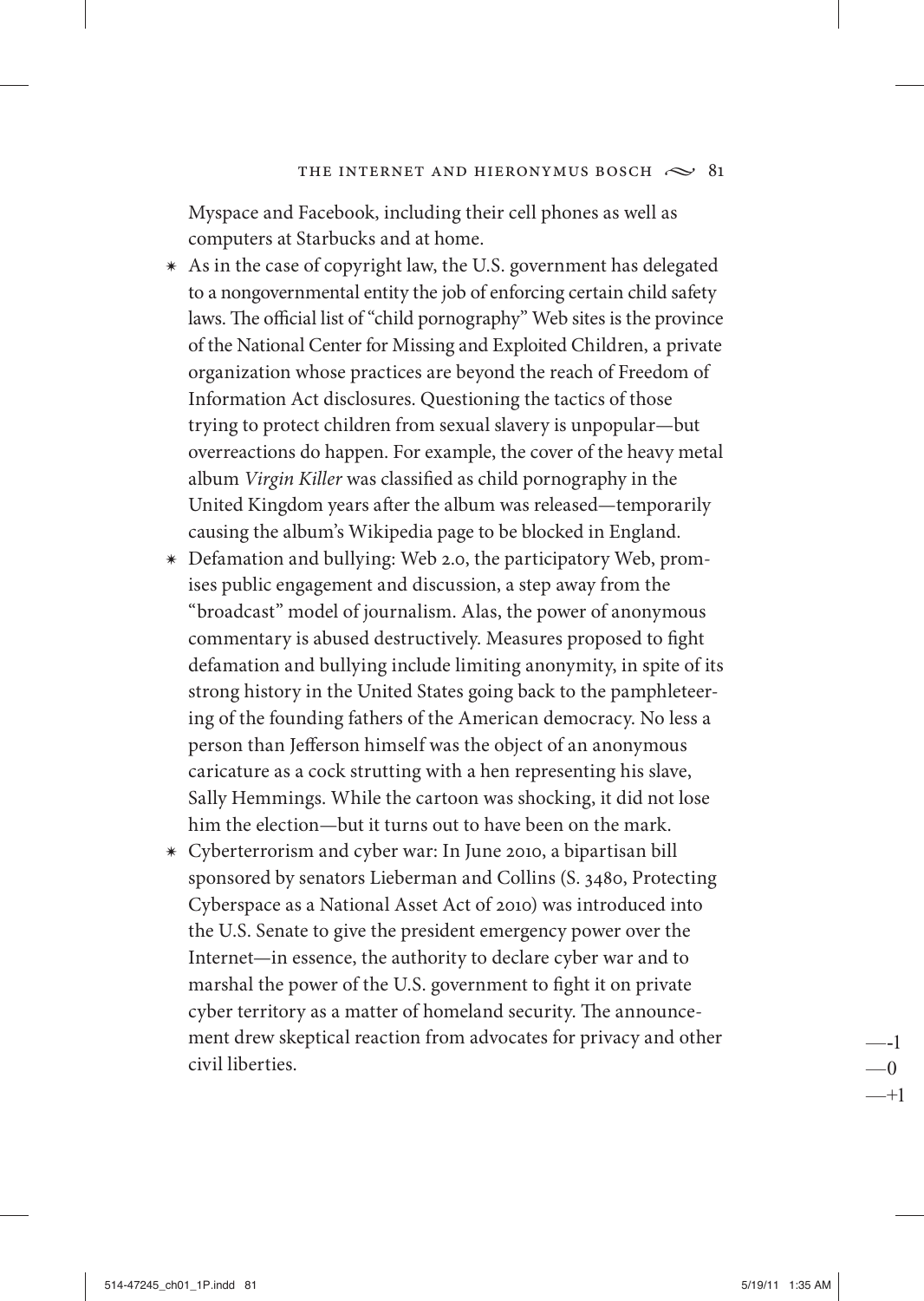Myspace and Facebook, including their cell phones as well as computers at Starbucks and at home.

- As in the case of copyright law, the U.S. government has delegated to a nongovernmental entity the job of enforcing certain child safety laws. The official list of "child pornography" Web sites is the province of the National Center for Missing and Exploited Children, a private organization whose practices are beyond the reach of Freedom of Information Act disclosures. Questioning the tactics of those trying to protect children from sexual slavery is unpopular—but overreactions do happen. For example, the cover of the heavy metal album *Virgin Killer* was classified as child pornography in the United Kingdom years after the album was released—temporarily causing the album's Wikipedia page to be blocked in England.
- Defamation and bullying: Web 2.0, the participatory Web, promises public engagement and discussion, a step away from the "broadcast" model of journalism. Alas, the power of anonymous commentary is abused destructively. Measures proposed to fight defamation and bullying include limiting anonymity, in spite of its strong history in the United States going back to the pamphleteering of the founding fathers of the American democracy. No less a person than Jefferson himself was the object of an anonymous caricature as a cock strutting with a hen representing his slave, Sally Hemmings. While the cartoon was shocking, it did not lose him the election—but it turns out to have been on the mark.
- Cyberterrorism and cyber war: In June 2010, a bipartisan bill sponsored by senators Lieberman and Collins (S. 3480, Protecting Cyberspace as a National Asset Act of 2010) was introduced into the U.S. Senate to give the president emergency power over the Internet—in essence, the authority to declare cyber war and to marshal the power of the U.S. government to fight it on private cyber territory as a matter of homeland security. The announcement drew skeptical reaction from advocates for privacy and other civil liberties.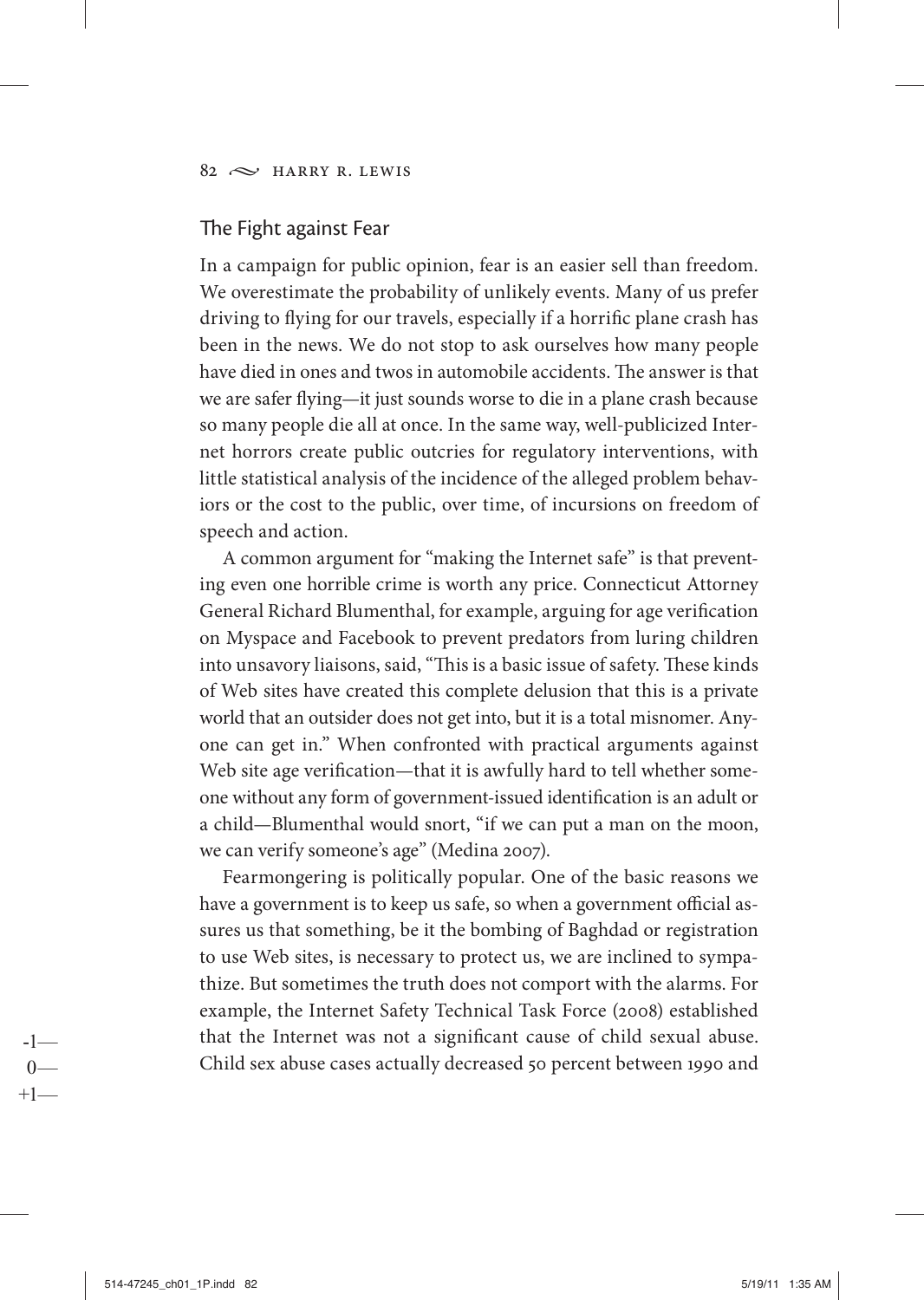## The Fight against Fear

In a campaign for public opinion, fear is an easier sell than freedom. We overestimate the probability of unlikely events. Many of us prefer driving to flying for our travels, especially if a horrific plane crash has been in the news. We do not stop to ask ourselves how many people have died in ones and twos in automobile accidents. The answer is that we are safer flying—it just sounds worse to die in a plane crash because so many people die all at once. In the same way, well-publicized Internet horrors create public outcries for regulatory interventions, with little statistical analysis of the incidence of the alleged problem behaviors or the cost to the public, over time, of incursions on freedom of speech and action.

A common argument for "making the Internet safe" is that preventing even one horrible crime is worth any price. Connecticut Attorney General Richard Blumenthal, for example, arguing for age verification on Myspace and Facebook to prevent predators from luring children into unsavory liaisons, said, "This is a basic issue of safety. These kinds of Web sites have created this complete delusion that this is a private world that an outsider does not get into, but it is a total misnomer. Anyone can get in." When confronted with practical arguments against Web site age verification—that it is awfully hard to tell whether someone without any form of government-issued identification is an adult or a child—Blumenthal would snort, "if we can put a man on the moon, we can verify someone's age" (Medina 2007).

Fearmongering is politically popular. One of the basic reasons we have a government is to keep us safe, so when a government official assures us that something, be it the bombing of Baghdad or registration to use Web sites, is necessary to protect us, we are inclined to sympathize. But sometimes the truth does not comport with the alarms. For example, the Internet Safety Technical Task Force (2008) established that the Internet was not a significant cause of child sexual abuse. Child sex abuse cases actually decreased 50 percent between 1990 and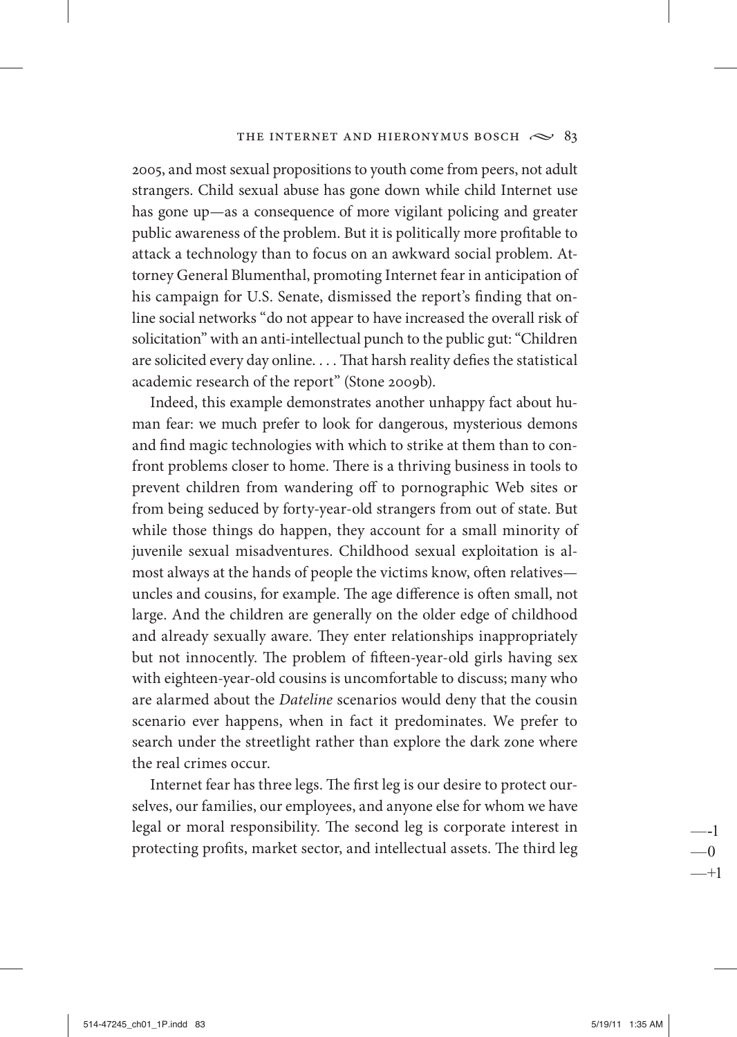2005, and most sexual propositions to youth come from peers, not adult strangers. Child sexual abuse has gone down while child Internet use has gone up—as a consequence of more vigilant policing and greater public awareness of the problem. But it is politically more profitable to attack a technology than to focus on an awkward social problem. Attorney General Blumenthal, promoting Internet fear in anticipation of his campaign for U.S. Senate, dismissed the report's finding that online social networks "do not appear to have increased the overall risk of solicitation" with an anti-intellectual punch to the public gut: "Children are solicited every day online. . . . That harsh reality defies the statistical academic research of the report" (Stone 2009b).

Indeed, this example demonstrates another unhappy fact about human fear: we much prefer to look for dangerous, mysterious demons and find magic technologies with which to strike at them than to confront problems closer to home. There is a thriving business in tools to prevent children from wandering off to pornographic Web sites or from being seduced by forty-year-old strangers from out of state. But while those things do happen, they account for a small minority of juvenile sexual misadventures. Childhood sexual exploitation is almost always at the hands of people the victims know, often relatives—uncles and cousins, for example. The age difference is often small, not large. And the children are generally on the older edge of childhood and already sexually aware. They enter relationships inappropriately but not innocently. The problem of fifteen-year-old girls having sex with eighteen-year-old cousins is uncomfortable to discuss; many who are alarmed about the *Dateline* scenarios would deny that the cousin scenario ever happens, when in fact it predominates. We prefer to search under the streetlight rather than explore the dark zone where the real crimes occur.

Internet fear has three legs. The first leg is our desire to protect ourselves, our families, our employees, and anyone else for whom we have legal or moral responsibility. The second leg is corporate interest in protecting profits, market sector, and intellectual assets. The third leg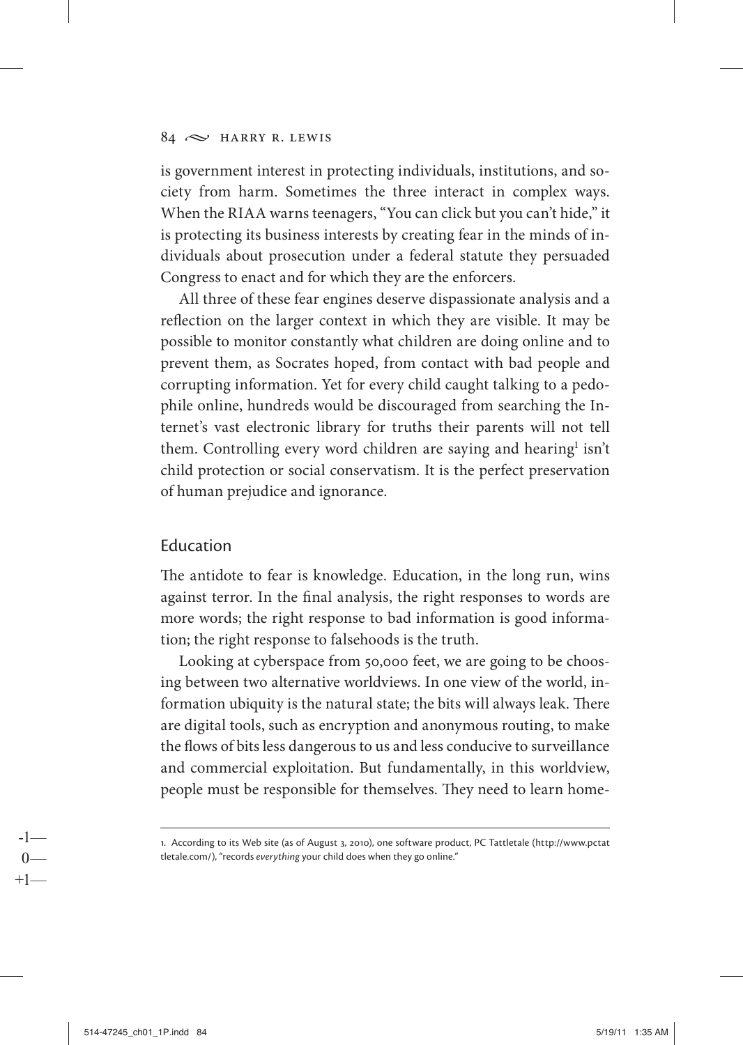is government interest in protecting individuals, institutions, and society from harm. Sometimes the three interact in complex ways. When the RIAA warns teenagers, "You can click but you can't hide," it is protecting its business interests by creating fear in the minds of individuals about prosecution under a federal statute they persuaded Congress to enact and for which they are the enforcers.

All three of these fear engines deserve dispassionate analysis and a reflection on the larger context in which they are visible. It may be possible to monitor constantly what children are doing online and to prevent them, as Socrates hoped, from contact with bad people and corrupting information. Yet for every child caught talking to a pedophile online, hundreds would be discouraged from searching the Internet's vast electronic library for truths their parents will not tell them. Controlling every word children are saying and hearing[1] isn't child protection or social conservatism. It is the perfect preservation of human prejudice and ignorance.

## Education

The antidote to fear is knowledge. Education, in the long run, wins against terror. In the final analysis, the right responses to words are more words; the right response to bad information is good information; the right response to falsehoods is the truth.

Looking at cyberspace from 50,000 feet, we are going to be choosing between two alternative worldviews. In one view of the world, information ubiquity is the natural state; the bits will always leak. There are digital tools, such as encryption and anonymous routing, to make the flows of bits less dangerous to us and less conducive to surveillance and commercial exploitation. But fundamentally, in this worldview, people must be responsible for themselves. They need to learn home-

---

1. According to its Web site (as of August 3, 2010), one software product, PC Tattletale (http://www.pctattletale.com/), "records *everything* your child does when they go online."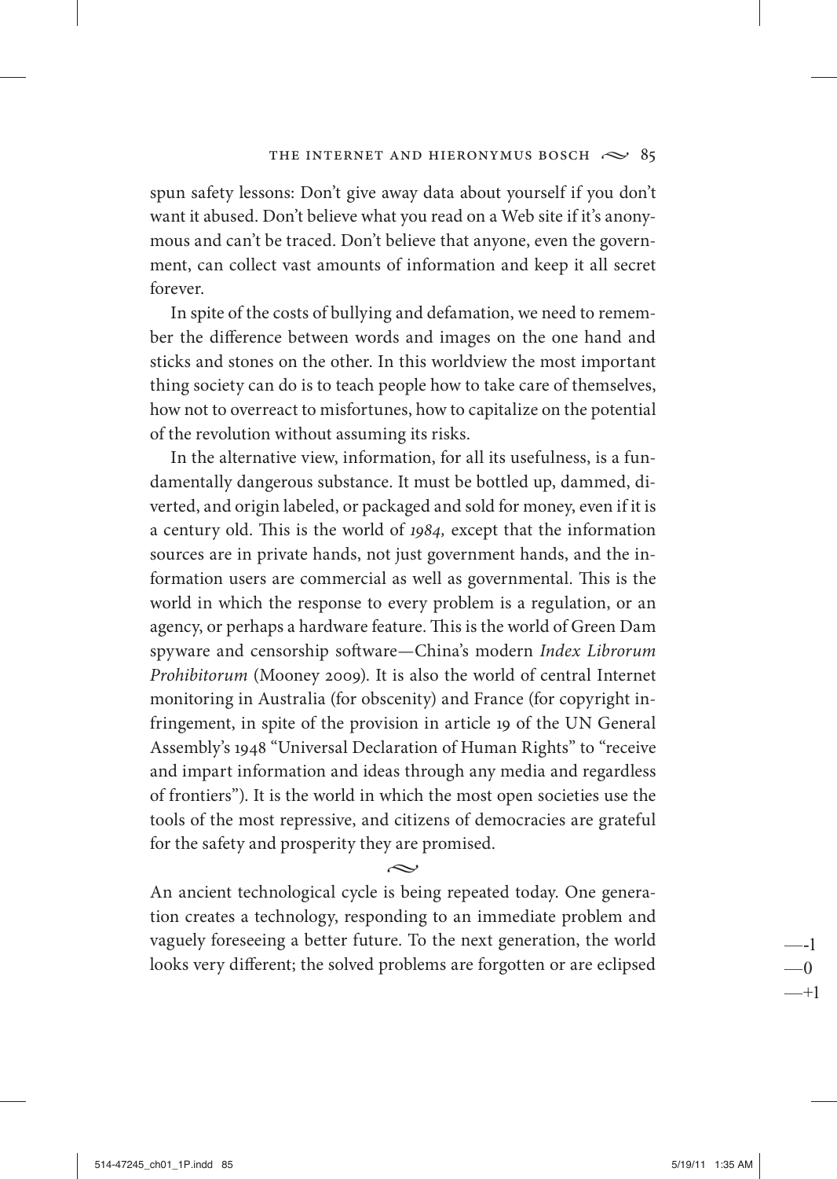spun safety lessons: Don't give away data about yourself if you don't want it abused. Don't believe what you read on a Web site if it's anonymous and can't be traced. Don't believe that anyone, even the government, can collect vast amounts of information and keep it all secret forever.

In spite of the costs of bullying and defamation, we need to remember the difference between words and images on the one hand and sticks and stones on the other. In this worldview the most important thing society can do is to teach people how to take care of themselves, how not to overreact to misfortunes, how to capitalize on the potential of the revolution without assuming its risks.

In the alternative view, information, for all its usefulness, is a fundamentally dangerous substance. It must be bottled up, dammed, diverted, and origin labeled, or packaged and sold for money, even if it is a century old. This is the world of *1984,* except that the information sources are in private hands, not just government hands, and the information users are commercial as well as governmental. This is the world in which the response to every problem is a regulation, or an agency, or perhaps a hardware feature. This is the world of Green Dam spyware and censorship software—China's modern *Index Librorum Prohibitorum* (Mooney 2009). It is also the world of central Internet monitoring in Australia (for obscenity) and France (for copyright infringement, in spite of the provision in article 19 of the UN General Assembly's 1948 "Universal Declaration of Human Rights" to "receive and impart information and ideas through any media and regardless of frontiers"). It is the world in which the most open societies use the tools of the most repressive, and citizens of democracies are grateful for the safety and prosperity they are promised.

An ancient technological cycle is being repeated today. One generation creates a technology, responding to an immediate problem and vaguely foreseeing a better future. To the next generation, the world looks very different; the solved problems are forgotten or are eclipsed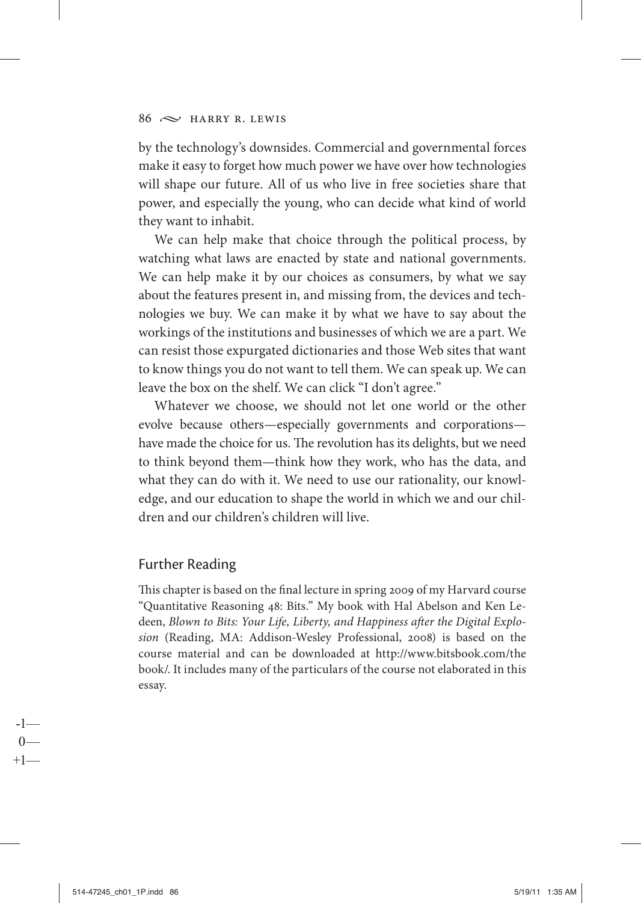by the technology's downsides. Commercial and governmental forces make it easy to forget how much power we have over how technologies will shape our future. All of us who live in free societies share that power, and especially the young, who can decide what kind of world they want to inhabit.

We can help make that choice through the political process, by watching what laws are enacted by state and national governments. We can help make it by our choices as consumers, by what we say about the features present in, and missing from, the devices and technologies we buy. We can make it by what we have to say about the workings of the institutions and businesses of which we are a part. We can resist those expurgated dictionaries and those Web sites that want to know things you do not want to tell them. We can speak up. We can leave the box on the shelf. We can click "I don't agree."

Whatever we choose, we should not let one world or the other evolve because others—especially governments and corporations—have made the choice for us. The revolution has its delights, but we need to think beyond them—think how they work, who has the data, and what they can do with it. We need to use our rationality, our knowledge, and our education to shape the world in which we and our children and our children's children will live.

## Further Reading

This chapter is based on the final lecture in spring 2009 of my Harvard course "Quantitative Reasoning 48: Bits." My book with Hal Abelson and Ken Ledeen, *Blown to Bits: Your Life, Liberty, and Happiness after the Digital Explosion* (Reading, MA: Addison-Wesley Professional, 2008) is based on the course material and can be downloaded at http://www.bitsbook.com/thebook/. It includes many of the particulars of the course not elaborated in this essay.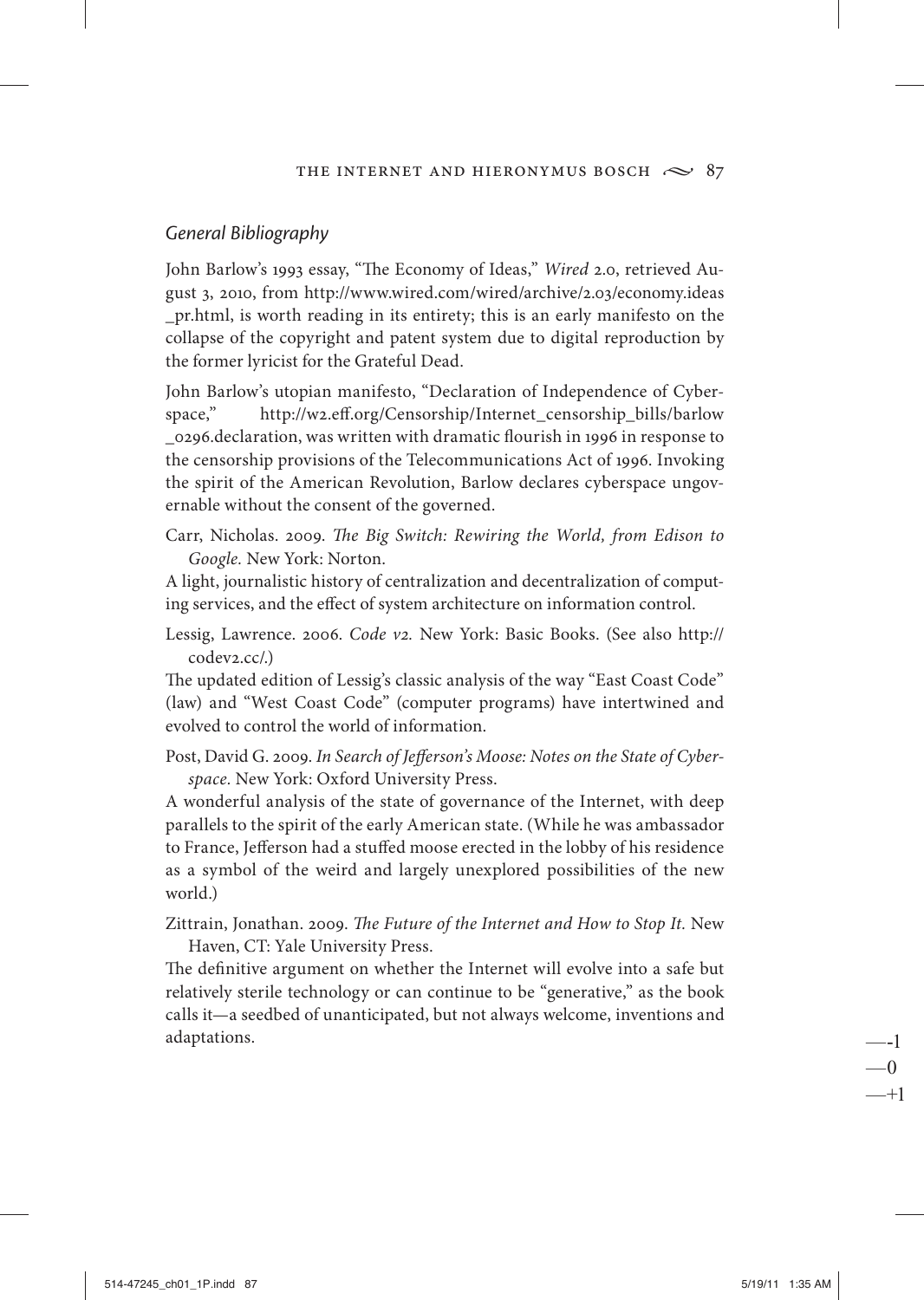### *General Bibliography*

John Barlow's 1993 essay, "The Economy of Ideas," *Wired* 2.0, retrieved August 3, 2010, from http://www.wired.com/wired/archive/2.03/economy.ideas_pr.html, is worth reading in its entirety; this is an early manifesto on the collapse of the copyright and patent system due to digital reproduction by the former lyricist for the Grateful Dead.

John Barlow's utopian manifesto, "Declaration of Independence of Cyberspace," http://w2.eff.org/Censorship/Internet_censorship_bills/barlow_0296.declaration, was written with dramatic flourish in 1996 in response to the censorship provisions of the Telecommunications Act of 1996. Invoking the spirit of the American Revolution, Barlow declares cyberspace ungovernable without the consent of the governed.

Carr, Nicholas. 2009. *The Big Switch: Rewiring the World, from Edison to Google.* New York: Norton.

A light, journalistic history of centralization and decentralization of computing services, and the effect of system architecture on information control.

Lessig, Lawrence. 2006. *Code v2.* New York: Basic Books. (See also http://codev2.cc/.)

The updated edition of Lessig's classic analysis of the way "East Coast Code" (law) and "West Coast Code" (computer programs) have intertwined and evolved to control the world of information.

Post, David G. 2009. *In Search of Jefferson's Moose: Notes on the State of Cyberspace.* New York: Oxford University Press.

A wonderful analysis of the state of governance of the Internet, with deep parallels to the spirit of the early American state. (While he was ambassador to France, Jefferson had a stuffed moose erected in the lobby of his residence as a symbol of the weird and largely unexplored possibilities of the new world.)

Zittrain, Jonathan. 2009. *The Future of the Internet and How to Stop It.* New Haven, CT: Yale University Press.

The definitive argument on whether the Internet will evolve into a safe but relatively sterile technology or can continue to be "generative," as the book calls it—a seedbed of unanticipated, but not always welcome, inventions and adaptations.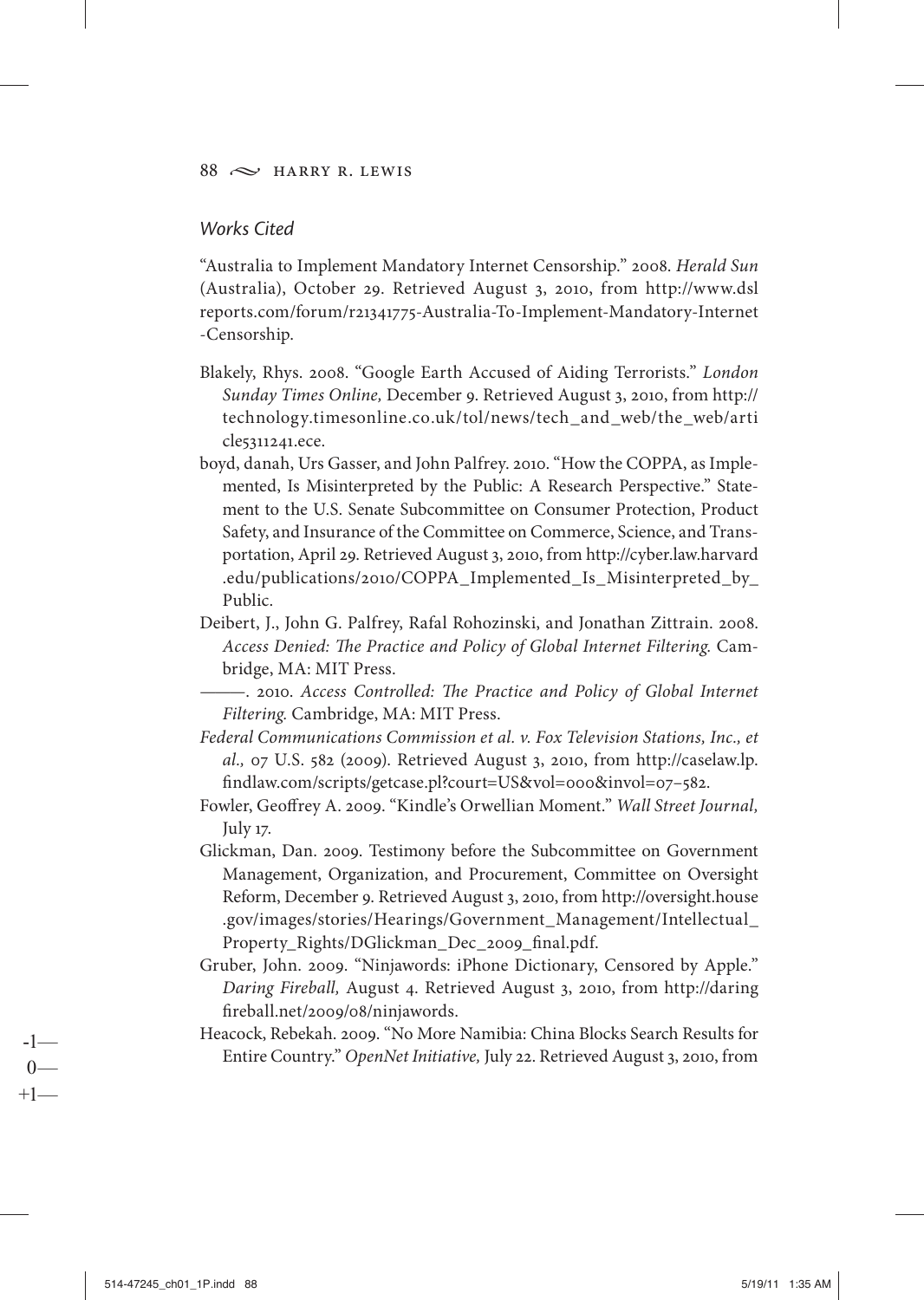*Works Cited*

"Australia to Implement Mandatory Internet Censorship." 2008. *Herald Sun* (Australia), October 29. Retrieved August 3, 2010, from http://www.dslreports.com/forum/r21341775-Australia-To-Implement-Mandatory-Internet-Censorship.

Blakely, Rhys. 2008. "Google Earth Accused of Aiding Terrorists." *London Sunday Times Online,* December 9. Retrieved August 3, 2010, from http://technology.timesonline.co.uk/tol/news/tech_and_web/the_web/article5311241.ece.

boyd, danah, Urs Gasser, and John Palfrey. 2010. "How the COPPA, as Implemented, Is Misinterpreted by the Public: A Research Perspective." Statement to the U.S. Senate Subcommittee on Consumer Protection, Product Safety, and Insurance of the Committee on Commerce, Science, and Transportation, April 29. Retrieved August 3, 2010, from http://cyber.law.harvard.edu/publications/2010/COPPA_Implemented_Is_Misinterpreted_by_Public.

Deibert, J., John G. Palfrey, Rafal Rohozinski, and Jonathan Zittrain. 2008. *Access Denied: The Practice and Policy of Global Internet Filtering.* Cambridge, MA: MIT Press.

———. 2010. *Access Controlled: The Practice and Policy of Global Internet Filtering.* Cambridge, MA: MIT Press.

*Federal Communications Commission et al. v. Fox Television Stations, Inc., et al.,* 07 U.S. 582 (2009). Retrieved August 3, 2010, from http://caselaw.lp.findlaw.com/scripts/getcase.pl?court=US&vol=000&invol=07-582.

Fowler, Geoffrey A. 2009. "Kindle's Orwellian Moment." *Wall Street Journal,* July 17.

Glickman, Dan. 2009. Testimony before the Subcommittee on Government Management, Organization, and Procurement, Committee on Oversight Reform, December 9. Retrieved August 3, 2010, from http://oversight.house.gov/images/stories/Hearings/Government_Management/Intellectual_Property_Rights/DGlickman_Dec_2009_final.pdf.

Gruber, John. 2009. "Ninjawords: iPhone Dictionary, Censored by Apple." *Daring Fireball,* August 4. Retrieved August 3, 2010, from http://daringfireball.net/2009/08/ninjawords.

Heacock, Rebekah. 2009. "No More Namibia: China Blocks Search Results for Entire Country." *OpenNet Initiative,* July 22. Retrieved August 3, 2010, from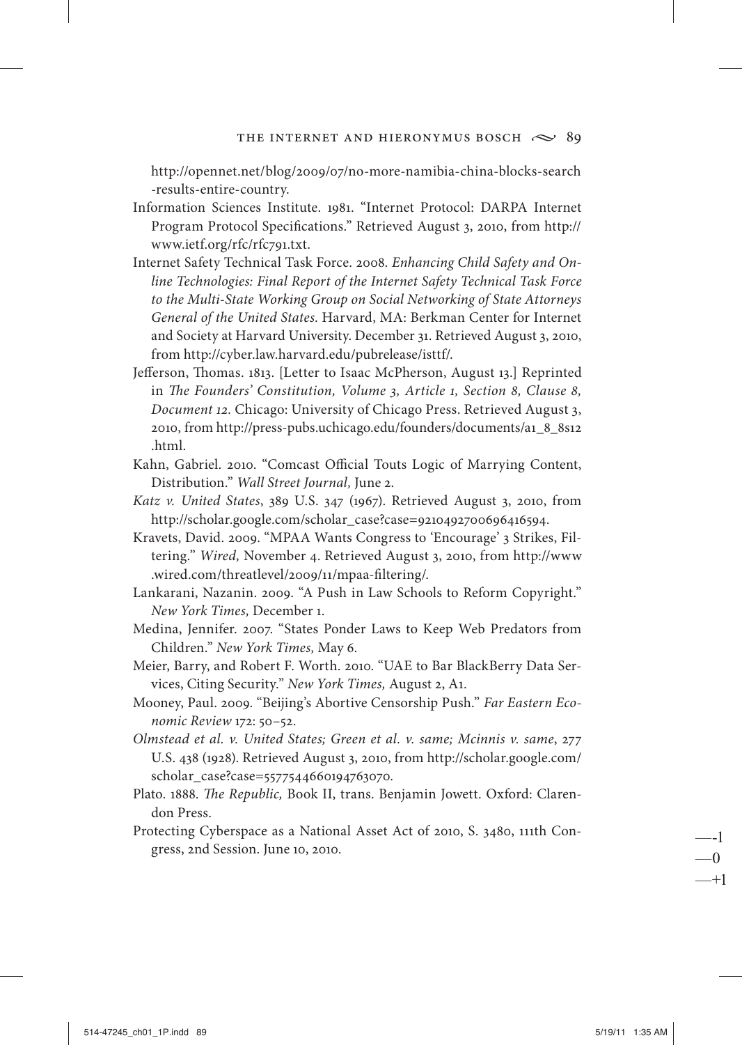http://opennet.net/blog/2009/07/no-more-namibia-china-blocks-search-results-entire-country.

Information Sciences Institute. 1981. "Internet Protocol: DARPA Internet Program Protocol Specifications." Retrieved August 3, 2010, from http://www.ietf.org/rfc/rfc791.txt.

Internet Safety Technical Task Force. 2008. *Enhancing Child Safety and Online Technologies: Final Report of the Internet Safety Technical Task Force to the Multi-State Working Group on Social Networking of State Attorneys General of the United States.* Harvard, MA: Berkman Center for Internet and Society at Harvard University. December 31. Retrieved August 3, 2010, from http://cyber.law.harvard.edu/pubrelease/isttf/.

Jefferson, Thomas. 1813. [Letter to Isaac McPherson, August 13.] Reprinted in *The Founders' Constitution, Volume 3, Article 1, Section 8, Clause 8, Document 12.* Chicago: University of Chicago Press. Retrieved August 3, 2010, from http://press-pubs.uchicago.edu/founders/documents/a1_8_8s12.html.

Kahn, Gabriel. 2010. "Comcast Official Touts Logic of Marrying Content, Distribution." *Wall Street Journal,* June 2.

*Katz v. United States*, 389 U.S. 347 (1967). Retrieved August 3, 2010, from http://scholar.google.com/scholar_case?case=9210492700696416594.

Kravets, David. 2009. "MPAA Wants Congress to 'Encourage' 3 Strikes, Filtering." *Wired,* November 4. Retrieved August 3, 2010, from http://www.wired.com/threatlevel/2009/11/mpaa-filtering/.

Lankarani, Nazanin. 2009. "A Push in Law Schools to Reform Copyright." *New York Times,* December 1.

Medina, Jennifer. 2007. "States Ponder Laws to Keep Web Predators from Children." *New York Times,* May 6.

Meier, Barry, and Robert F. Worth. 2010. "UAE to Bar BlackBerry Data Services, Citing Security." *New York Times,* August 2, A1.

Mooney, Paul. 2009. "Beijing's Abortive Censorship Push." *Far Eastern Economic Review* 172: 50–52.

*Olmstead et al. v. United States; Green et al. v. same; Mcinnis v. same*, 277 U.S. 438 (1928). Retrieved August 3, 2010, from http://scholar.google.com/scholar_case?case=5577544660194763070.

Plato. 1888. *The Republic,* Book II, trans. Benjamin Jowett. Oxford: Clarendon Press.

Protecting Cyberspace as a National Asset Act of 2010, S. 3480, 111th Congress, 2nd Session. June 10, 2010.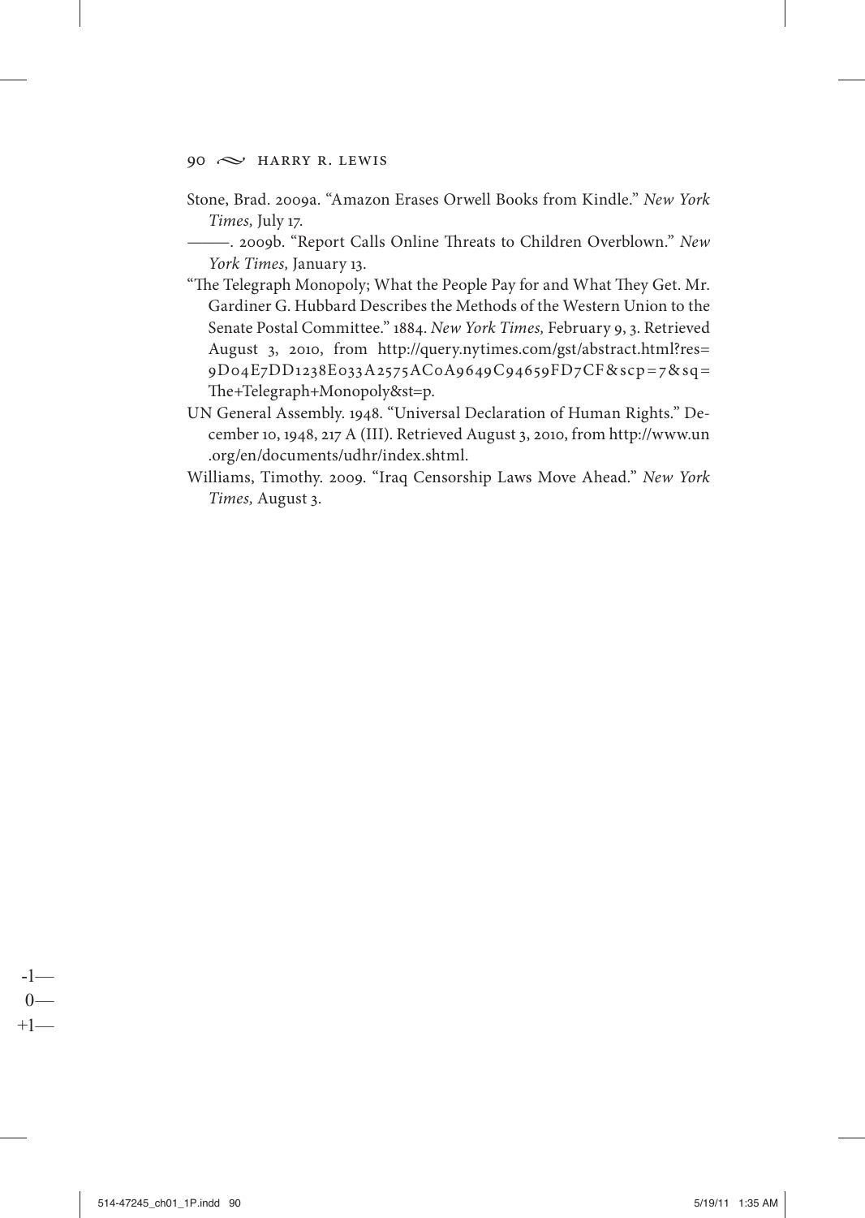Stone, Brad. 2009a. "Amazon Erases Orwell Books from Kindle." *New York Times,* July 17.

———. 2009b. "Report Calls Online Threats to Children Overblown." *New York Times,* January 13.

"The Telegraph Monopoly; What the People Pay for and What They Get. Mr. Gardiner G. Hubbard Describes the Methods of the Western Union to the Senate Postal Committee." 1884. *New York Times,* February 9, 3. Retrieved August 3, 2010, from http://query.nytimes.com/gst/abstract.html?res=9D04E7DD1238E033A2575AC0A9649C94659FD7CF&scp=7&sq=The+Telegraph+Monopoly&st=p.

UN General Assembly. 1948. "Universal Declaration of Human Rights." December 10, 1948, 217 A (III). Retrieved August 3, 2010, from http://www.un.org/en/documents/udhr/index.shtml.

Williams, Timothy. 2009. "Iraq Censorship Laws Move Ahead." *New York Times,* August 3.